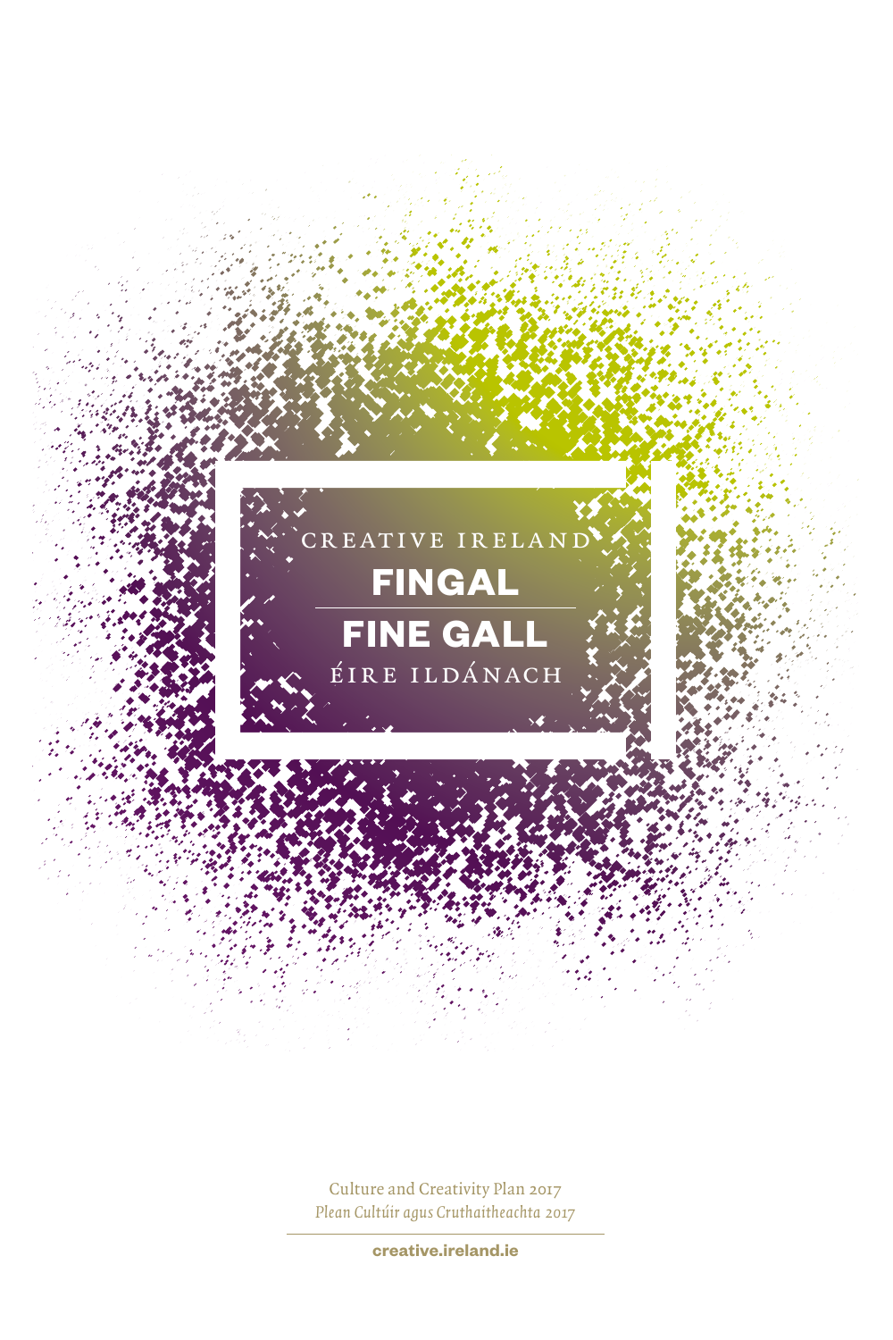CREATIVE IRELAND

# FINGAL

# FINE GALL

ÉIRE ILDÁNACH

Culture and Creativity Plan 2017

*Plean Cultúir agus Cruthaitheachta 2017*

**creative.ireland.ie**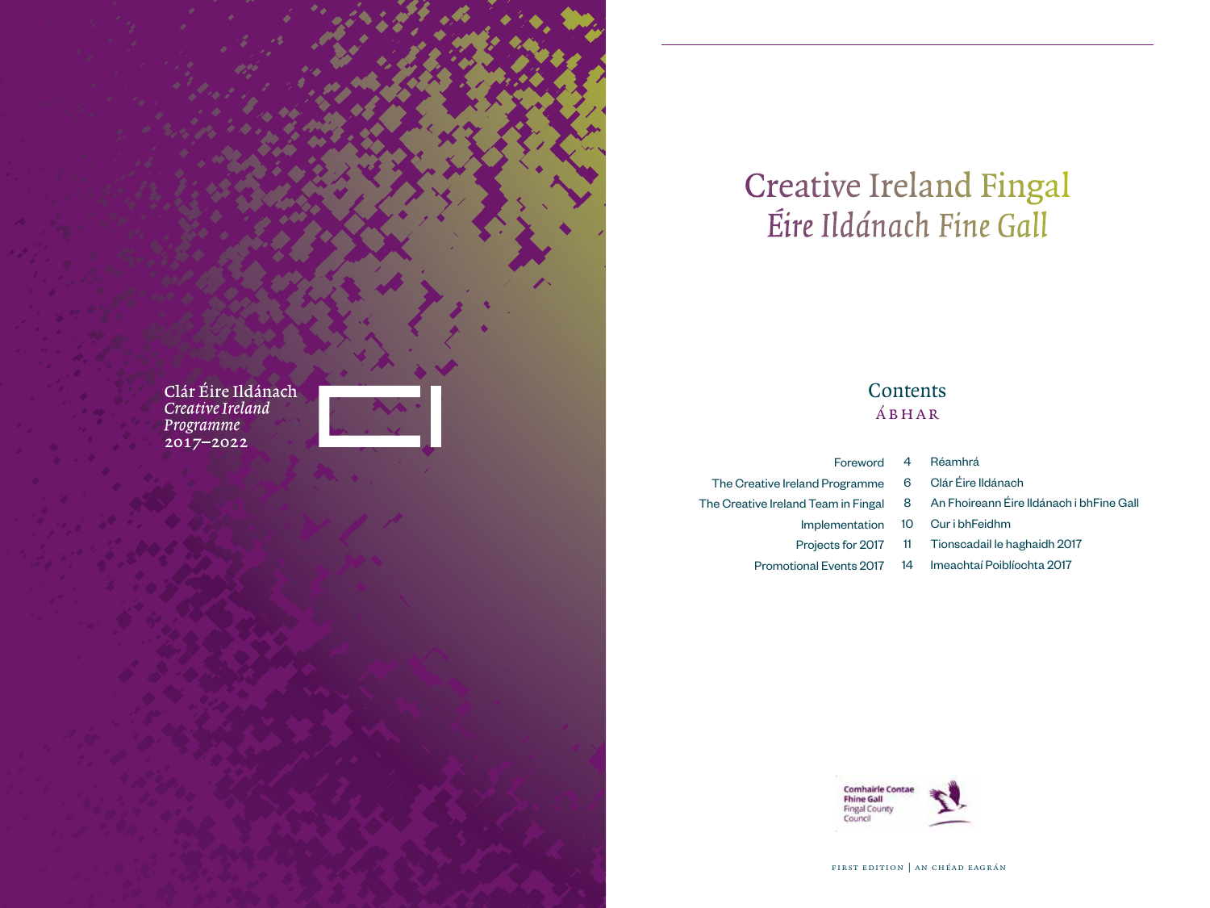Clár Éire Ildánach
*Creative Ireland Programme*
2017–2022

# Creative Ireland Fingal
# *Éire Ildánach Fine Gall*

## Contents
### ÁBHAR

| | | |
|---|---|---|
| Foreword | 4 | Réamhrá |
| The Creative Ireland Programme | 6 | Clár Éire Ildánach |
| The Creative Ireland Team in Fingal | 8 | An Fhoireann Éire Ildánach i bhFine Gall |
| Implementation | 10 | Cur i bhFeidhm |
| Projects for 2017 | 11 | Tionscadail le haghaidh 2017 |
| Promotional Events 2017 | 14 | Imeachtaí Poiblíochta 2017 |

Comhairle Contae Fhine Gall
Fingal County Council

FIRST EDITION | AN CHÉAD EAGRÁN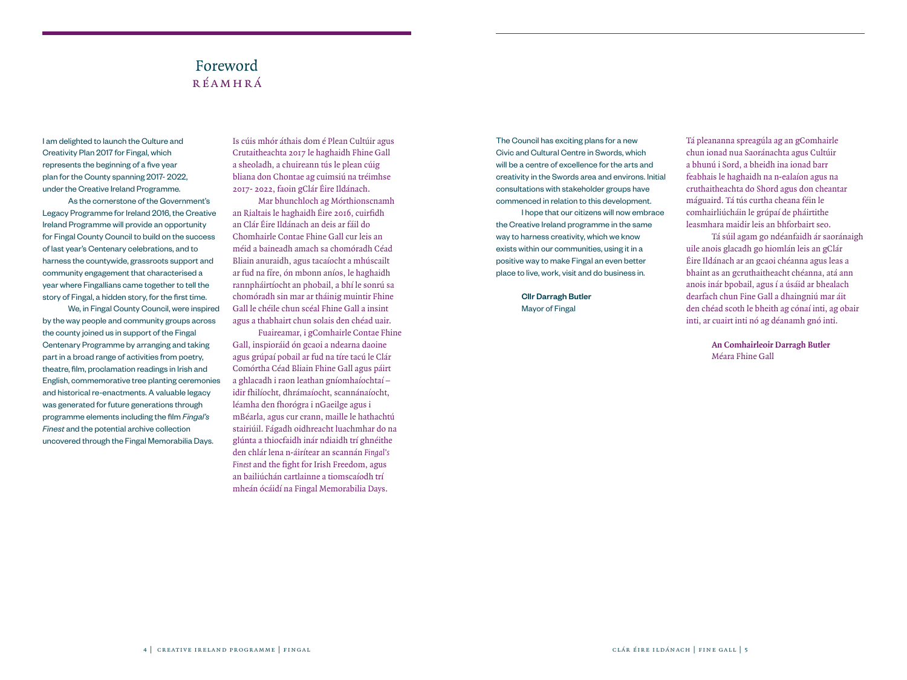# Foreword
## RÉAMHRÁ

I am delighted to launch the Culture and Creativity Plan 2017 for Fingal, which represents the beginning of a five year plan for the County spanning 2017- 2022, under the Creative Ireland Programme.

As the cornerstone of the Government's Legacy Programme for Ireland 2016, the Creative Ireland Programme will provide an opportunity for Fingal County Council to build on the success of last year's Centenary celebrations, and to harness the countywide, grassroots support and community engagement that characterised a year where Fingallians came together to tell the story of Fingal, a hidden story, for the first time.

We, in Fingal County Council, were inspired by the way people and community groups across the county joined us in support of the Fingal Centenary Programme by arranging and taking part in a broad range of activities from poetry, theatre, film, proclamation readings in Irish and English, commemorative tree planting ceremonies and historical re-enactments. A valuable legacy was generated for future generations through programme elements including the film *Fingal's Finest* and the potential archive collection uncovered through the Fingal Memorabilia Days.

Is cúis mhór áthais dom é Plean Cultúir agus Crutaitheachta 2017 le haghaidh Fhine Gall a sheoladh, a chuireann tús le plean cúig bliana don Chontae ag cuimsiú na tréimhse 2017- 2022, faoin gClár Éire Ildánach.

Mar bhunchloch ag Mórthionscnamh an Rialtais le haghaidh Éire 2016, cuirfidh an Clár Éire Ildánach an deis ar fáil do Chomhairle Contae Fhine Gall cur leis an méid a baineadh amach sa chomóradh Céad Bliain anuraidh, agus tacaíocht a mhúscailt ar fud na fíre, ón mbonn aníos, le haghaidh rannpháirtíocht an phobail, a bhí le sonrú sa chomóradh sin mar ar tháinig muintir Fhine Gall le chéile chun scéal Fhine Gall a insint agus a thabhairt chun solais den chéad uair.

Fuaireamar, i gComhairle Contae Fhine Gall, inspioráid ón gcaoi a ndearna daoine agus grúpaí pobail ar fud na tíre tacú le Clár Comórtha Céad Bliain Fhine Gall agus páirt a ghlacadh i raon leathan gníomhaíochtaí – idir fhilíocht, dhrámaíocht, scannánaíocht, léamha den fhorógra i nGaeilge agus i mBéarla, agus cur crann, maille le hathachtú stairiúil. Fágadh oidhreacht luachmhar do na glúnta a thiocfaidh inár ndiaidh trí ghnéithe den chlár lena n-áirítear an scannán *Fingal's Finest* and the fight for Irish Freedom, agus an bailiúchán cartlainne a tiomscaíodh trí mheán ócáidí na Fingal Memorabilia Days.

The Council has exciting plans for a new Civic and Cultural Centre in Swords, which will be a centre of excellence for the arts and creativity in the Swords area and environs. Initial consultations with stakeholder groups have commenced in relation to this development.

I hope that our citizens will now embrace the Creative Ireland programme in the same way to harness creativity, which we know exists within our communities, using it in a positive way to make Fingal an even better place to live, work, visit and do business in.

**Cllr Darragh Butler**
Mayor of Fingal

Tá pleananna spreagúla ag an gComhairle chun ionad nua Saoránachta agus Cultúir a bhunú i Sord, a bheidh ina ionad barr feabhais le haghaidh na n-ealaíon agus na cruthaitheachta do Shord agus don cheantar máguaird. Tá tús curtha cheana féin le comhairliúcháin le grúpaí de pháirtithe leasmhara maidir leis an bhforbairt seo.

Tá súil agam go ndéanfaidh ár saoránaigh uile anois glacadh go hiomlán leis an gClár Éire Ildánach ar an gcaoi chéanna agus leas a bhaint as an gcruthaitheacht chéanna, atá ann anois inár bpobail, agus í a úsáid ar bhealach dearfach chun Fine Gall a dhaingniú mar áit den chéad scoth le bheith ag cónaí inti, ag obair inti, ar cuairt inti nó ag déanamh gnó inti.

**An Comhairleoir Darragh Butler**
Méara Fhine Gall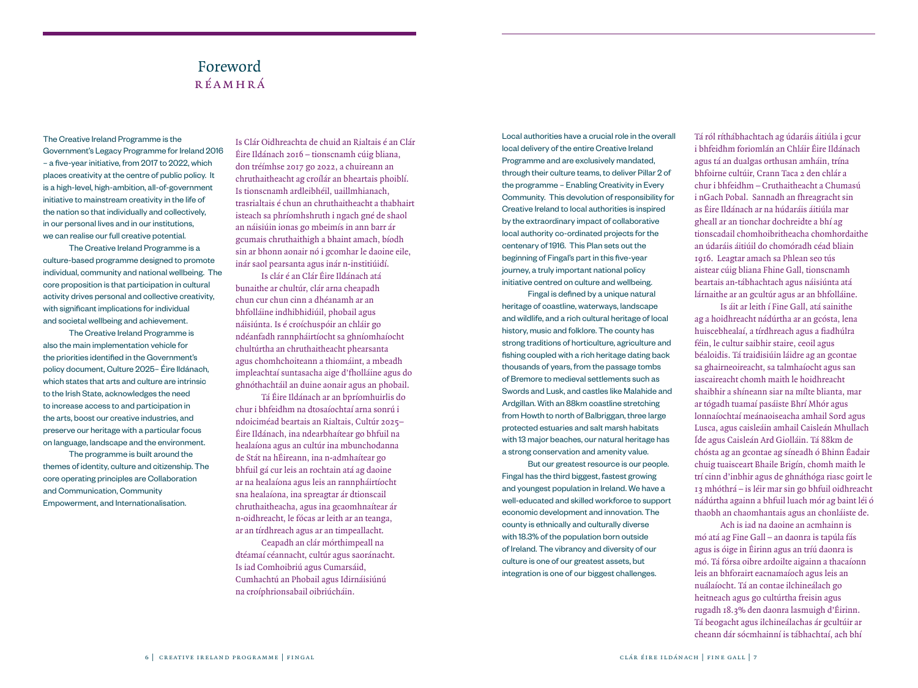# Foreword

## RÉAMHRÁ

The Creative Ireland Programme is the Government's Legacy Programme for Ireland 2016 – a five-year initiative, from 2017 to 2022, which places creativity at the centre of public policy. It is a high-level, high-ambition, all-of-government initiative to mainstream creativity in the life of the nation so that individually and collectively, in our personal lives and in our institutions, we can realise our full creative potential.

The Creative Ireland Programme is a culture-based programme designed to promote individual, community and national wellbeing. The core proposition is that participation in cultural activity drives personal and collective creativity, with significant implications for individual and societal wellbeing and achievement.

The Creative Ireland Programme is also the main implementation vehicle for the priorities identified in the Government's policy document, Culture 2025– Éire Ildánach, which states that arts and culture are intrinsic to the Irish State, acknowledges the need to increase access to and participation in the arts, boost our creative industries, and preserve our heritage with a particular focus on language, landscape and the environment.

The programme is built around the themes of identity, culture and citizenship. The core operating principles are Collaboration and Communication, Community Empowerment, and Internationalisation.

Is Clár Oidhreachta de chuid an Rialtais é an Clár Éire Ildánach 2016 – tionscnamh cúig bliana, don tréimhse 2017 go 2022, a chuireann an chruthaitheacht ag croílár an bheartais phoiblí. Is tionscnamh ardleibhéil, uaillmhianach, trasrialtais é chun an chruthaitheacht a thabhairt isteach sa phríomhshruth i ngach gné de shaol an náisiúin ionas go mbeimís in ann barr ár gcumais chruthaithigh a bhaint amach, bíodh sin ar bhonn aonair nó i gcomhar le daoine eile, inár saol pearsanta agus inár n-institiúidí.

Is clár é an Clár Éire Ildánach atá bunaithe ar chultúr, clár arna cheapadh chun cur chun cinn a dhéanamh ar an bhfolláine indhibhidiúil, phobail agus náisiúnta. Is é croíchuspóir an chláir go ndéanfadh rannpháirtíocht sa ghníomhaíocht chultúrtha an chruthaitheacht phearsanta agus chomhchoiteann a thiomáint, a mbeadh impleachtaí suntasacha aige d'fholláine agus do ghnóthachtáil an duine aonair agus an phobail.

Tá Éire Ildánach ar an bpríomhuirlis do chur i bhfeidhm na dtosaíochtaí arna sonrú i ndoiciméad beartais an Rialtais, Cultúr 2025– Éire Ildánach, ina ndearbhaítear go bhfuil na healaíona agus an cultúr ina mbunchodanna de Stát na hÉireann, ina n-admhaítear go bhfuil gá cur leis an rochtain atá ag daoine ar na healaíona agus leis an rannpháirtíocht sna healaíona, ina spreagtar ár dtionscail chruthaitheacha, agus ina gcaomhnaítear ár n-oidhreacht, le fócas ar leith ar an teanga, ar an tírdhreach agus ar an timpeallacht.

Ceapadh an clár mórthimpeall na dtéamaí céannacht, cultúr agus saoránacht. Is iad Comhoibriú agus Cumarsáid, Cumhachtú an Phobail agus Idirnáisiúnú na croíphrionsabail oibriúcháin.

Local authorities have a crucial role in the overall local delivery of the entire Creative Ireland Programme and are exclusively mandated, through their culture teams, to deliver Pillar 2 of the programme – Enabling Creativity in Every Community. This devolution of responsibility for Creative Ireland to local authorities is inspired by the extraordinary impact of collaborative local authority co-ordinated projects for the centenary of 1916. This Plan sets out the beginning of Fingal's part in this five-year journey, a truly important national policy initiative centred on culture and wellbeing.

Fingal is defined by a unique natural heritage of coastline, waterways, landscape and wildlife, and a rich cultural heritage of local history, music and folklore. The county has strong traditions of horticulture, agriculture and fishing coupled with a rich heritage dating back thousands of years, from the passage tombs of Bremore to medieval settlements such as Swords and Lusk, and castles like Malahide and Ardgillan. With an 88km coastline stretching from Howth to north of Balbriggan, three large protected estuaries and salt marsh habitats with 13 major beaches, our natural heritage has a strong conservation and amenity value.

But our greatest resource is our people. Fingal has the third biggest, fastest growing and youngest population in Ireland. We have a well-educated and skilled workforce to support economic development and innovation. The county is ethnically and culturally diverse with 18.3% of the population born outside of Ireland. The vibrancy and diversity of our culture is one of our greatest assets, but integration is one of our biggest challenges.

Tá ról ríthábhachtach ag údaráis áitiúla i gcur i bhfeidhm foriomlán an Chláir Éire Ildánach agus tá an dualgas orthusan amháin, trína bhfoirne cultúir, Crann Taca 2 den chlár a chur i bhfeidhm – Cruthaitheacht a Chumasú i nGach Pobal. Sannadh an fhreagracht sin as Éire Ildánach ar na húdaráis áitiúla mar gheall ar an tionchar dochreidte a bhí ag tionscadail chomhoibritheacha chomhordaithe an údaráis áitiúil do chomóradh céad bliain 1916. Leagtar amach sa Phlean seo tús aistear cúig bliana Fhine Gall, tionscnamh beartais an-tábhachtach agus náisiúnta atá lárnaithe ar an gcultúr agus ar an bhfolláine.

Is áit ar leith í Fine Gall, atá sainithe ag a hoidhreacht nádúrtha ar an gcósta, lena huiscebhealaí, a tírdhreach agus a fiadhúlra féin, le cultur saibhir staire, ceoil agus béaloidis. Tá traidisiúin láidre ag an gcontae sa ghairneoireacht, sa talmhaíocht agus san iascaireacht chomh maith le hoidhreacht shaibhir a shíneann siar na mílte blianta, mar ar tógadh tuamaí pasáiste Bhrí Mhór agus lonnaíochtaí meánaoiseacha amhail Sord agus Lusca, agus caisleáin amhail Caisleán Mhullach Íde agus Caisleán Ard Giolláin. Tá 88km de chósta ag an gcontae ag síneadh ó Bhinn Éadair chuig tuaisceart Bhaile Brigín, chomh maith le trí cinn d'inbhir agus de ghnáthóga riasc goirt le 13 mhóthrá – is léir mar sin go bhfuil oidhreacht nádúrtha againn a bhfuil luach mór ag baint léi ó thaobh an chaomhantais agus an chonláiste de.

Ach is iad na daoine an acmhainn is mó atá ag Fine Gall – an daonra is tapúla fás agus is óige in Éirinn agus an tríú daonra is mó. Tá fórsa oibre ardoilte aigainn a thacaíonn leis an bhforairt eacnamaíoch agus leis an nuálaíocht. Tá an contae ilchineálach go heitneach agus go cultúrtha freisin agus rugadh 18.3% den daonra lasmuigh d'Éirinn. Tá beogacht agus ilchineálachas ár gcultúir ar cheann dár sócmhainní is tábhachtaí, ach bhí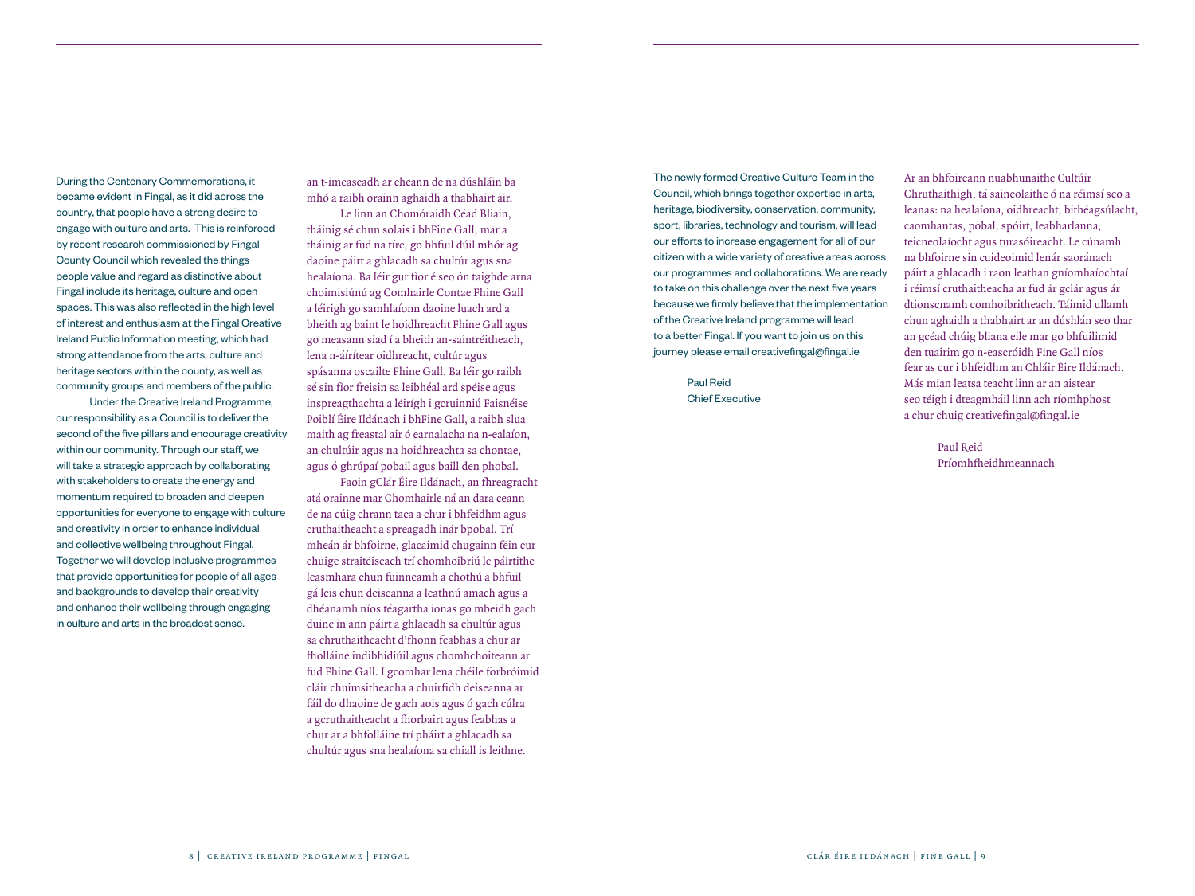During the Centenary Commemorations, it became evident in Fingal, as it did across the country, that people have a strong desire to engage with culture and arts. This is reinforced by recent research commissioned by Fingal County Council which revealed the things people value and regard as distinctive about Fingal include its heritage, culture and open spaces. This was also reflected in the high level of interest and enthusiasm at the Fingal Creative Ireland Public Information meeting, which had strong attendance from the arts, culture and heritage sectors within the county, as well as community groups and members of the public.

Under the Creative Ireland Programme, our responsibility as a Council is to deliver the second of the five pillars and encourage creativity within our community. Through our staff, we will take a strategic approach by collaborating with stakeholders to create the energy and momentum required to broaden and deepen opportunities for everyone to engage with culture and creativity in order to enhance individual and collective wellbeing throughout Fingal. Together we will develop inclusive programmes that provide opportunities for people of all ages and backgrounds to develop their creativity and enhance their wellbeing through engaging in culture and arts in the broadest sense.

an t-imeascadh ar cheann de na dúshláin ba mhó a raibh orainn aghaidh a thabhairt air.

Le linn an Chomóraidh Céad Bliain, tháinig sé chun solais i bhFine Gall, mar a tháinig ar fud na tíre, go bhfuil dúil mhór ag daoine páirt a ghlacadh sa chultúr agus sna healaíona. Ba léir gur fíor é seo ón taighde arna choimisiúnú ag Comhairle Contae Fhine Gall a léirigh go samhlaíonn daoine luach ard a bheith ag baint le hoidhreacht Fhine Gall agus go measann siad í a bheith an-saintréitheach, lena n-áirítear oidhreacht, cultúr agus spásanna oscailte Fhine Gall. Ba léir go raibh sé sin fíor freisin sa leibhéal ard spéise agus inspreagthachta a léiríghi gcruinniú Faisnéise Poiblí Éire Ildánach i bhFine Gall, a raibh slua maith ag freastal air ó earnalacha na n-ealaíon, an chultúir agus na hoidhreachta sa chontae, agus ó ghrúpaí pobail agus baill den phobal.

Faoin gClár Éire Ildánach, an fhreagracht atá orainne mar Chomhairle ná an dara ceann de na cúig chrann taca a chur i bhfeidhm agus cruthaitheacht a spreagadh inár bpobal. Trí mheán ár bhfoirne, glacaimid chugainn féin cur chuige straitéiseach trí chomhoibriú le páirtithe leasmhara chun fuinneamh a chothú a bhfuil gá leis chun deiseanna a leathnú amach agus a dhéanamh níos téagartha ionas go mbeidh gach duine in ann páirt a ghlacadh sa chultúr agus sa chruthaitheacht d'fhonn feabhas a chur ar fholláine indibhidiúil agus chomhchoiteann ar fud Fhine Gall. I gcomhar lena chéile forbróimid cláir chuimsitheacha a chuirfidh deiseanna ar fáil do dhaoine de gach aois agus ó gach cúlra a gcruthaitheacht a fhorbairt agus feabhas a chur ar a bhfolláine trí pháirt a ghlacadh sa chultúr agus sna healaíona sa chiall is leithne.

The newly formed Creative Culture Team in the Council, which brings together expertise in arts, heritage, biodiversity, conservation, community, sport, libraries, technology and tourism, will lead our efforts to increase engagement for all of our citizen with a wide variety of creative areas across our programmes and collaborations. We are ready to take on this challenge over the next five years because we firmly believe that the implementation of the Creative Ireland programme will lead to a better Fingal. If you want to join us on this journey please email creativefingal@fingal.ie

Paul Reid
Chief Executive

Ar an bhfoireann nuabhunaithe Cultúir Chruthaithigh, tá saineolaithe ó na réimsí seo a leanas: na healaíona, oidhreacht, bithéagsúlacht, caomhantas, pobal, spóirt, leabharlanna, teicneolaíocht agus turasóireacht. Le cúnamh na bhfoirne sin cuideoimid lenár saoránach páirt a ghlacadh i raon leathan gníomhaíochtaí i réimsí cruthaitheacha ar fud ár gclár agus ár dtionscnamh comhoibritheach. Táimid ullamh chun aghaidh a thabhairt ar an dúshlán seo thar an gcéad chúig bliana eile mar go bhfuilimid den tuairim go n-eascróidh Fine Gall níos fear as cur i bhfeidhm an Chláir Éire Ildánach. Más mian leatsa teacht linn ar an aistear seo téigh i dteagmháil linn ach ríomhphost a chur chuig creativefingal@fingal.ie

Paul Reid
Príomhfheidhmeannach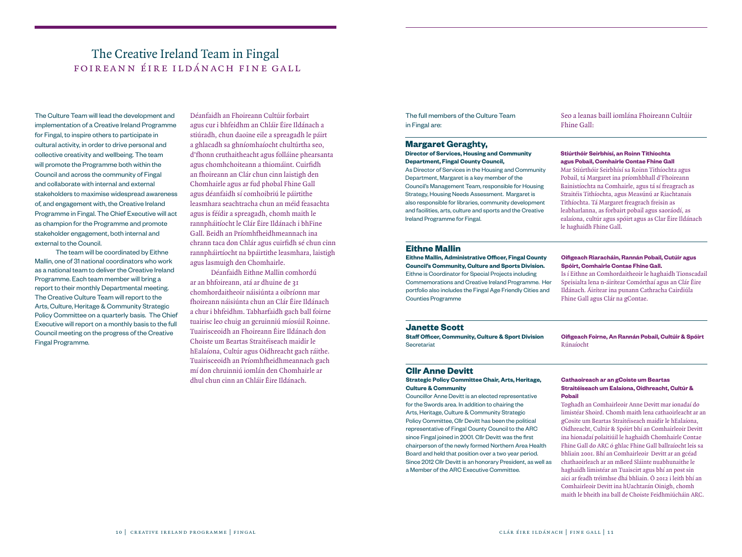# The Creative Ireland Team in Fingal
## FOIREANN ÉIRE ILDÁNACH FINE GALL

The Culture Team will lead the development and implementation of a Creative Ireland Programme for Fingal, to inspire others to participate in cultural activity, in order to drive personal and collective creativity and wellbeing. The team will promote the Programme both within the Council and across the community of Fingal and collaborate with internal and external stakeholders to maximise widespread awareness of, and engagement with, the Creative Ireland Programme in Fingal. The Chief Executive will act as champion for the Programme and promote stakeholder engagement, both internal and external to the Council.

The team will be coordinated by Eithne Mallin, one of 31 national coordinators who work as a national team to deliver the Creative Ireland Programme. Each team member will bring a report to their monthly Departmental meeting. The Creative Culture Team will report to the Arts, Culture, Heritage & Community Strategic Policy Committee on a quarterly basis. The Chief Executive will report on a monthly basis to the full Council meeting on the progress of the Creative Fingal Programme.

Déanfaidh an Fhoireann Cultúir forbairt agus cur i bhfeidhm an Chláir Éire Ildánach a stiúradh, chun daoine eile a spreagadh le páirt a ghlacadh sa ghníomhaíocht chultúrtha seo, d'fhonn cruthaitheacht agus folláine phearsanta agus chomhchoiteann a thiomáint. Cuirfidh an fhoireann an Clár chun cinn laistigh den Chomhairle agus ar fud phobal Fhine Gall agus déanfaidh sí comhoibriú le páirtithe leasmhara seachtracha chun an méid feasachta agus is féidir a spreagadh, chomh maith le rannpháitíocht le Clár Éire Ildánach i bhFine Gall. Beidh an Príomhfheidhmeannach ina chrann taca don Chlár agus cuirfidh sé chun cinn rannpháirtíocht na bpáirtithe leasmhara, laistigh agus lasmuigh den Chomhairle.

Déanfaidh Eithne Mallin comhordú ar an bhfoireann, atá ar dhuine de 31 chomhordaitheoir náisiúnta a oibríonn mar fhoireann náisiúnta chun an Clár Éire Ildánach a chur i bhfeidhm. Tabharfaidh gach ball foirne tuairisc leo chuig an gcruinniú míosúil Roinne. Tuairisceoidh an Fhoireann Éire Ildánach don Choiste um Beartas Straitéiseach maidir le hEalaíona, Cultúr agus Oidhreacht gach ráithe. Tuairisceoidh an Príomhfheidhmeannach gach mí don chruinniú iomlán den Chomhairle ar dhul chun cinn an Chláir Éire Ildánach.

The full members of the Culture Team in Fingal are:

Seo a leanas baill iomlána Fhoireann Cultúir Fhine Gall:

### Margaret Geraghty,

**Director of Services, Housing and Community Department, Fingal County Council,**

As Director of Services in the Housing and Community Department, Margaret is a key member of the Council's Management Team, responsible for Housing Strategy, Housing Needs Assessment. Margaret is also responsible for libraries, community development and facilities, arts, culture and sports and the Creative Ireland Programme for Fingal.

**Stiúrthóir Seirbhísí, an Roinn Tithíochta agus Pobail, Comhairle Contae Fhine Gall**

Mar Stiúrthóir Seirbhísí sa Roinn Tithíochta agus Pobail, tá Margaret ina príomhbhall d'Fhoireann Bainistíochta na Comhairle, agus tá sí freagrach as Straitéis Tithíochta, agus Measúnú ar Riachtanais Tithíochta. Tá Margaret freagrach freisin as leabharlanna, as forbairt pobail agus saoráodí, as ealaíona, cultúr agus spóirt agus as Clar Éire Ildánach le haghaidh Fhine Gall.

### Eithne Mallin

**Eithne Mallin, Administrative Officer, Fingal County Council's Community, Culture and Sports Division.**

Eithne is Coordinator for Special Projects including Commemorations and Creative Ireland Programme. Her portfolio also includes the Fingal Age Friendly Cities and Counties Programme

**Oifigeach Riaracháin, Rannán Pobail, Cutúir agus Spóirt, Comhairle Contae Fhine Gall.**

Is í Eithne an Comhordaitheoir le haghaidh Tionscadail Speisialta lena n-áirítear Comórthaí agus an Clár Éire Ildánach. Áirítear ina punann Cathracha Cairdiúla Fhine Gall agus Clár na gContae.

### Janette Scott

**Staff Officer, Community, Culture & Sport Division**

Secretariat

**Oifigeach Foirne, An Rannán Pobail, Cultúir & Spóirt**

Rúnaíocht

### Cllr Anne Devitt

**Strategic Policy Committee Chair, Arts, Heritage, Culture & Community**

Councillor Anne Devitt is an elected representative for the Swords area. In addition to chairing the Arts, Heritage, Culture & Community Strategic Policy Committee, Cllr Devitt has been the political representative of Fingal County Council to the ARC since Fingal joined in 2001. Cllr Devitt was the first chairperson of the newly formed Northern Area Health Board and held that position over a two year period. Since 2012 Cllr Devitt is an honorary President, as well as a Member of the ARC Executive Committee.

**Cathaoireach ar an gCoiste um Beartas Straitéiseach um Ealaíona, Oidhreacht, Cultúr & Pobail**

Toghadh an Comhairleoir Anne Devitt mar ionadaí do limistéar Shoird. Chomh maith lena cathaoirleacht ar an gCosite um Beartas Straitéiseach maidir le hEalaíona, Oidhreacht, Cultúr & Spóirt bhí an Comhairleoir Devitt ina hionadaí polaitiúil le haghaidh Chomhairle Contae Fhine Gall do ARC ó ghlac Fhine Gall ballraíocht leis sa bhliain 2001. Bhí an Comhairleoir Devitt ar an gcéad chathaoirleach ar an mBord Sláinte nuabhunaithe le haghaidh limistéar an Tuaiscirt agus bhí an post sin aici ar feadh tréimhse dhá bhliain. Ó 2012 i leith bhí an Comhairleoir Devitt ina hUachtarán Oinigh, chomh maith le bheith ina ball de Choiste Feidhmiúcháin ARC.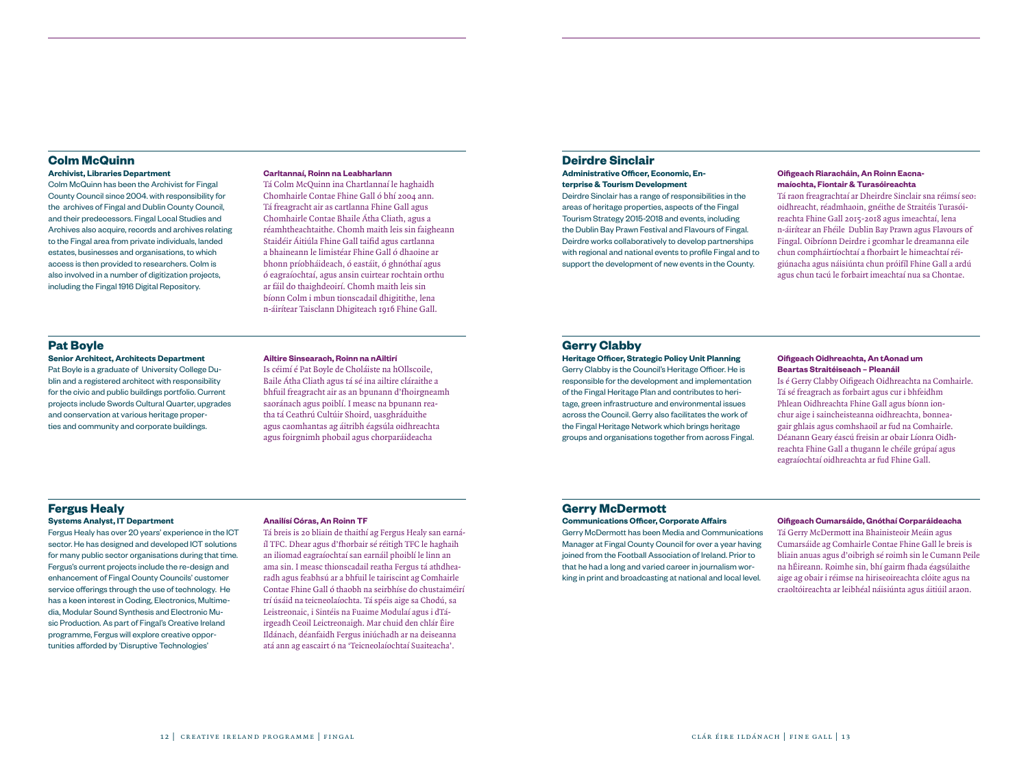## Colm McQuinn

**Archivist, Libraries Department**

Colm McQuinn has been the Archivist for Fingal County Council since 2004. with responsibility for the archives of Fingal and Dublin County Council, and their predecessors. Fingal Local Studies and Archives also acquire, records and archives relating to the Fingal area from private individuals, landed estates, businesses and organisations, to which access is then provided to researchers. Colm is also involved in a number of digitization projects, including the Fingal 1916 Digital Repository.

**Cartlannaí, Roinn na Leabharlann**

Tá Colm McQuinn ina Chartlannaí le haghaidh Chomhairle Contae Fhine Gall ó bhí 2004 ann. Tá freagracht air as cartlanna Fhine Gall agus Chomhairle Contae Bhaile Átha Cliath, agus a réamhtheachtaithe. Chomh maith leis sin faigheann Staidéir Áitiúla Fhine Gall taifid agus cartlanna a bhaineann le limistéar Fhine Gall ó dhaoine ar bhonn príobháideach, ó eastáit, ó ghnóthaí agus ó eagraíochtaí, agus ansin cuirtear rochtain orthu ar fáil do thaighdeoirí. Chomh maith leis sin bíonn Colm i mbun tionscadail dhigitithe, lena n-áirítear Taisclann Dhigiteach 1916 Fhine Gall.

## Pat Boyle

**Senior Architect, Architects Department**

Pat Boyle is a graduate of University College Dublin and a registered architect with responsibility for the civic and public buildings portfolio. Current projects include Swords Cultural Quarter, upgrades and conservation at various heritage properties and community and corporate buildings.

**Ailtire Sinsearach, Roinn na nAiltirí**

Is céimí é Pat Boyle de Choláiste na hOllscoile, Baile Átha Cliath agus tá sé ina ailtire cláraithe a bhfuil freagracht air as an bpunann d'fhoirgneamh saoránach agus poiblí. I measc na bpunann reatha tá Ceathrú Cultúir Shoird, uasghráduithe agus caomhantas ag áitribh éagsúla oidhreachta agus foirgnimh phobail agus chorparáideacha

## Fergus Healy

**Systems Analyst, IT Department**

Fergus Healy has over 20 years' experience in the ICT sector. He has designed and developed ICT solutions for many public sector organisations during that time. Fergus's current projects include the re-design and enhancement of Fingal County Councils' customer service offerings through the use of technology. He has a keen interest in Coding, Electronics, Multimedia, Modular Sound Synthesis and Electronic Music Production. As part of Fingal's Creative Ireland programme, Fergus will explore creative opportunities afforded by 'Disruptive Technologies'

**Anailísí Córas, An Roinn TF**

Tá breis is 20 bliain de thaithí ag Fergus Healy san earnáíl TFC. Dhear agus d'fhorbair sé réitigh TFC le haghaih an iliomad eagraíochtaí san earnáil phoiblí le linn an ama sin. I measc thionscadail reatha Fergus tá athdhearadh agus feabhsú ar a bhfuil le tairiscint ag Comhairle Contae Fhine Gall ó thaobh na seirbhíse do chustaiméirí trí úsáid na teicneolaíochta. Tá spéis aige sa Chodú, sa Leistreonaic, i Sintéis na Fuaime Modulaí agus i dTáirgeadh Ceoil Leictreonaigh. Mar chuid den chlár Éire Ildánach, déanfaidh Fergus iniúchadh ar na deiseanna atá ann ag eascairt ó na 'Teicneolaíochtaí Suaiteacha'.

## Deirdre Sinclair

**Administrative Officer, Economic, Enterprise & Tourism Development**

Deirdre Sinclair has a range of responsibilities in the areas of heritage properties, aspects of the Fingal Tourism Strategy 2015-2018 and events, including the Dublin Bay Prawn Festival and Flavours of Fingal. Deirdre works collaboratively to develop partnerships with regional and national events to profile Fingal and to support the development of new events in the County.

**Oifigeach Riaracháin, An Roinn Eacnamaíochta, Fiontair & Turasóireachta**

Tá raon freagrachtaí ar Dheirdre Sinclair sna réimsí seo: oidhreacht, réadmhaoin, gnéithe de Straitéis Turasóireachta Fhine Gall 2015-2018 agus imeachtaí, lena n-áirítear an Fhéile Dublin Bay Prawn agus Flavours of Fingal. Oibríonn Deirdre i gcomhar le dreamanna eile chun comhpháirtíochtaí a fhorbairt le himeachtaí réigiúnacha agus náisiúnta chun próifíl Fhine Gall a ardú agus chun tacú le forbairt imeachtaí nua sa Chontae.

## Gerry Clabby

**Heritage Officer, Strategic Policy Unit Planning**

Gerry Clabby is the Council's Heritage Officer. He is responsible for the development and implementation of the Fingal Heritage Plan and contributes to heritage, green infrastructure and environmental issues across the Council. Gerry also facilitates the work of the Fingal Heritage Network which brings heritage groups and organisations together from across Fingal.

**Oifigeach Oidhreachta, An tAonad um Beartas Straitéiseach – Pleanáil**

Is é Gerry Clabby Oifigeach Oidhreachta na Comhairle. Tá sé freagrach as forbairt agus cur i bhfeidhm Phlean Oidhreachta Fhine Gall agus bíonn ionchur aige i saincheisteanna oidhreachta, bonneagair ghlais agus comhshaoil ar fud na Comhairle. Déanann Geary éascú freisin ar obair Líonra Oidhreachta Fhine Gall a thugann le chéile grúpaí agus eagraíochtaí oidhreachta ar fud Fhine Gall.

## Gerry McDermott

**Communications Officer, Corporate Affairs**

Gerry McDermott has been Media and Communications Manager at Fingal County Council for over a year having joined from the Football Association of Ireland. Prior to that he had a long and varied career in journalism working in print and broadcasting at national and local level.

**Oifigeach Cumarsáide, Gnóthaí Corparáideacha**

Tá Gerry McDermott ina Bhainisteoir Meáin agus Cumarsáide ag Comhairle Contae Fhine Gall le breis is bliain anuas agus d'oibrigh sé roimh sin le Cumann Peile na hÉireann. Roimhe sin, bhí gairm fhada éagsúlaithe aige ag obair i réimse na hiriseoireachta clóite agus na craoltóireachta ar leibhéal náisiúnta agus áitiúil araon.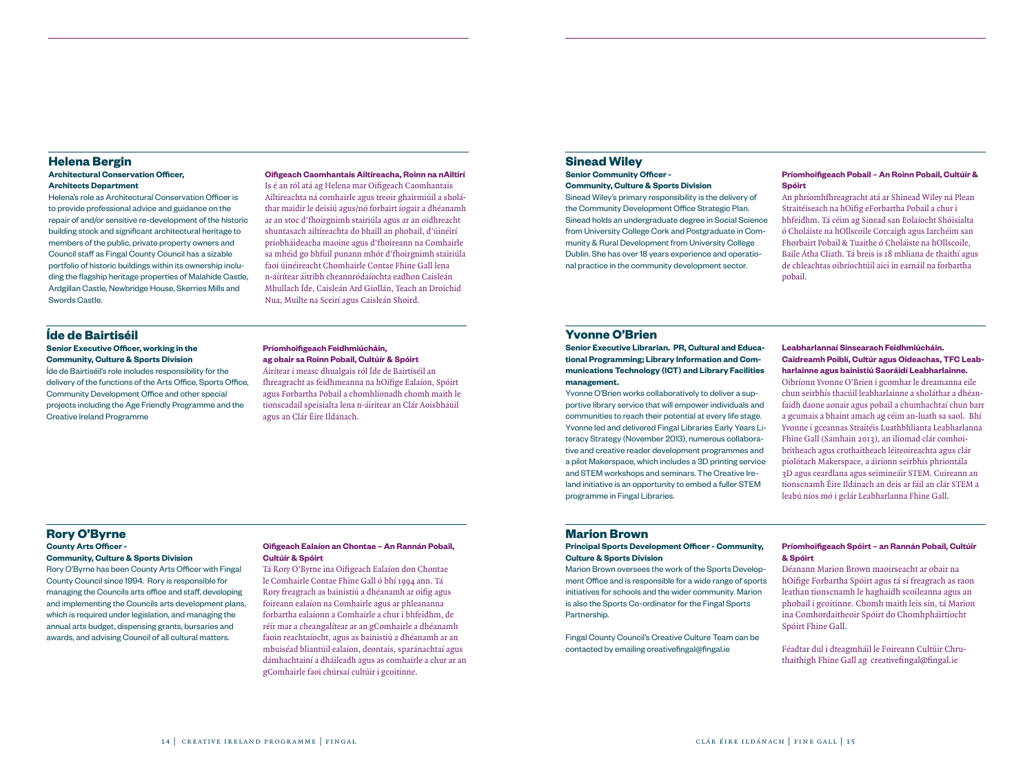## Helena Bergin

**Architectural Conservation Officer, Architects Department**

Helena's role as Architectural Conservation Officer is to provide professional advice and guidance on the repair of and/or sensitive re-development of the historic building stock and significant architectural heritage to members of the public, private property owners and Council staff as Fingal County Council has a sizable portfolio of historic buildings within its ownership including the flagship heritage properties of Malahide Castle, Ardgillan Castle, Newbridge House, Skerries Mills and Swords Castle.

**Oifigeach Caomhantais Ailtireacha, Roinn na nAiltirí**

Is é an ról atá ag Helena mar Oifigeach Caomhantais Ailtireachta ná comhairle agus treoir ghairmiúil a sholáthar maidir le deisiú agus/nó forbairt íogair a dhéanamh ar an stoc d'fhoirgnimh stairiúla agus ar an oidhreacht shuntasach ailtireachta do bhaill an phobail, d'úinéirí príobháideacha maoine agus d'fhoireann na Comhairle sa mhéid go bhfuil punann mhór d'fhoirgnimh stairiúla faoi úinéireacht Chomhairle Contae Fhine Gall lena n-áirítear áitribh cheannródaíochta eadhon Caisleán Mhullach Íde, Caisleán Ard Giollán, Teach an Droichid Nua, Muilte na Sceirí agus Caisleán Shoird.

## Íde de Bairtiséil

**Senior Executive Officer, working in the Community, Culture & Sports Division**

Íde de Bairtiséil's role includes responsibility for the delivery of the functions of the Arts Office, Sports Office, Community Development Office and other special projects including the Age Friendly Programme and the Creative Ireland Programme

**Príomhoifigeach Feidhmiúcháin, ag obair sa Roinn Pobail, Cultúir & Spóirt**

Áirítear i measc dhualgais ról Íde de Bairtiséil an fhreagracht as feidhmeanna na hOifige Ealaíon, Spóirt agus Forbartha Pobail a chomhlíonadh chomh maith le tionscadail speisialta lena n-áirítear an Clár Aoisbháúil agus an Clár Éire Ildánach.

## Rory O'Byrne

**County Arts Officer - Community, Culture & Sports Division**

Rory O'Byrne has been County Arts Officer with Fingal County Council since 1994. Rory is responsible for managing the Councils arts office and staff, developing and implementing the Councils arts development plans, which is required under legislation, and managing the annual arts budget, dispensing grants, bursaries and awards, and advising Council of all cultural matters.

**Oifigeach Ealaíon an Chontae – An Rannán Pobail, Cultúir & Spóirt**

Tá Rory O'Byrne ina Oifigeach Ealaíon don Chontae le Comhairle Contae Fhine Gall ó bhí 1994 ann. Tá Rory freagrach as bainistiú a dhéanamh ar oifig agus foireann ealaíon na Comhairle agus ar phleananna forbartha ealaíonn a Comhairle a chur i bhfeidhm, de réir mar a cheangalítear ar an gComhairle a dhéanamh faoin reachtaíocht, agus as bainistiú a dhéanamh ar an mbuiséad bliantúil ealaíon, deontais, sparánachtaí agus dámhachtainí a dháileadh agus as comhairle a chur ar an gComhairle faoi chúrsaí cultúir i gcoitinne.

## Sinead Wiley

**Senior Community Officer - Community, Culture & Sports Division**

Sinead Wiley's primary responsibility is the delivery of the Community Development Office Strategic Plan. Sinead holds an undergraduate degree in Social Science from University College Cork and Postgraduate in Community & Rural Development from University College Dublin. She has over 18 years experience and operational practice in the community development sector.

**Príomhoifigeach Pobail – An Roinn Pobail, Cultúir & Spóirt**

An phríomhfhreagracht atá ar Shinead Wiley ná Plean Straitéiseach na hOifig eForbartha Pobail a chur i bhfeidhm. Tá céim ag Sinead san Eolaíocht Shóisialta ó Choláiste na hOllscoile Corcaigh agus Iarchéim san Fhorbairt Pobail & Tuaithe ó Choláiste na hOllscoile, Baile Átha Cliath. Tá breis is 18 mbliana de thaithí agus de chleachtas oibríochtúil aici in earnáil na forbartha pobail.

## Yvonne O'Brien

**Senior Executive Librarian. PR, Cultural and Educational Programming; Library Information and Communications Technology (ICT) and Library Facilities management.**

Yvonne O'Brien works collaboratively to deliver a supportive library service that will empower individuals and communities to reach their potential at every life stage. Yvonne led and delivered Fingal Libraries Early Years Literacy Strategy (November 2013), numerous collaborative and creative reader development programmes and a pilot Makerspace, which includes a 3D printing service and STEM workshops and seminars. The Creative Ireland initiative is an opportunity to embed a fuller STEM programme in Fingal Libraries.

**Leabharlannaí Sinsearach Feidhmiúcháin. Caidreamh Poiblí, Cultúr agus Oideachas, TFC Leabharlainne agus bainistiú Saoráidí Leabharlainne.**

Oibríonn Yvonne O'Brien i gcomhar le dreamanna eile chun seirbhís thacúil leabharlainne a sholáthar a dhéanfaidh daone aonair agus pobail a chumhachtaí chun barr a gcumais a bhaint amach ag céim an-luath sa saol. Bhí Yvonne i gceannas Straitéis Luathbhlianta Leabharlanna Fhine Gall (Samhain 2013), an iliomad clár comhoibritheach agus cruthaitheach léiteoireachta agus clár píolótach Makerspace, a áiríonn seirbhís phriontála 3D agus ceardlana agus seimineáir STEM. Cuireann an tionscnamh Éire Ildánach an deis ar fáil an clár STEM a leabú níos mó i gclár Leabharlanna Fhine Gall.

## Marion Brown

**Principal Sports Development Officer - Community, Culture & Sports Division**

Marion Brown oversees the work of the Sports Development Office and is responsible for a wide range of sports initiatives for schools and the wider community. Marion is also the Sports Co-ordinator for the Fingal Sports Partnership.

Fingal County Council's Creative Culture Team can be contacted by emailing creativefingal@fingal.ie

**Príomhoifigeach Spóirt – an Rannán Pobail, Cultúir & Spóirt**

Déanann Marion Brown maoirseacht ar obair na hOifige Forbartha Spóirt agus tá sí freagrach as raon leathan tionscnamh le haghaidh scoileanna agus an phobail i gcoitinne. Chomh maith leis sin, tá Marion ina Comhordaitheoir Spóirt do Chomhpháirtíocht Spóirt Fhine Gall.

Féadtar dul i dteagmháil le Foireann Cultúir Chruthaithigh Fhine Gall ag creativefingal@fingal.ie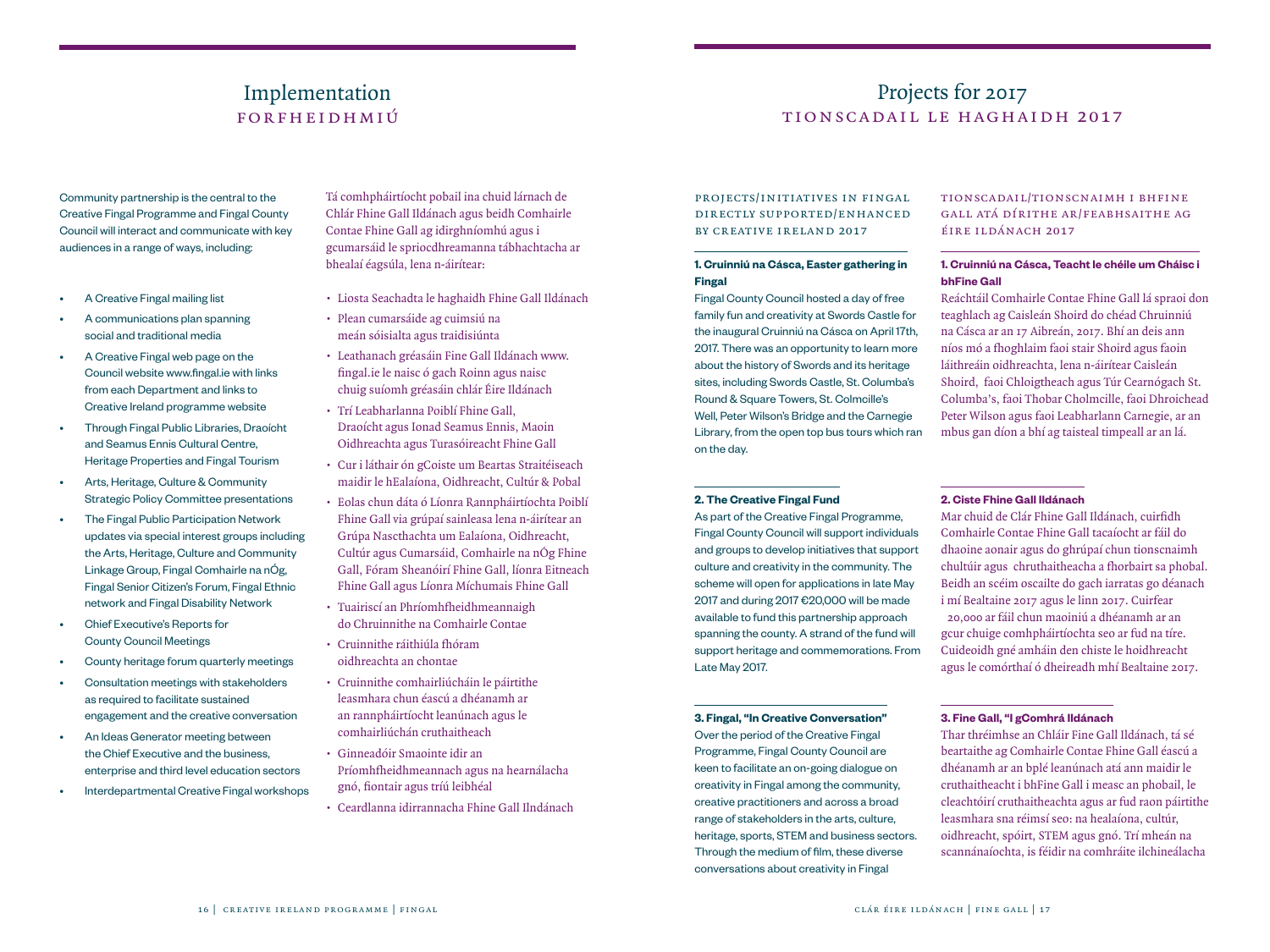# Implementation
## FORFHEIDHMIÚ

Community partnership is the central to the Creative Fingal Programme and Fingal County Council will interact and communicate with key audiences in a range of ways, including:

- A Creative Fingal mailing list
- A communications plan spanning social and traditional media
- A Creative Fingal web page on the Council website www.fingal.ie with links from each Department and links to Creative Ireland programme website
- Through Fingal Public Libraries, Draoícht and Seamus Ennis Cultural Centre, Heritage Properties and Fingal Tourism
- Arts, Heritage, Culture & Community Strategic Policy Committee presentations
- The Fingal Public Participation Network updates via special interest groups including the Arts, Heritage, Culture and Community Linkage Group, Fingal Comhairle na nÓg, Fingal Senior Citizen's Forum, Fingal Ethnic network and Fingal Disability Network
- Chief Executive's Reports for County Council Meetings
- County heritage forum quarterly meetings
- Consultation meetings with stakeholders as required to facilitate sustained engagement and the creative conversation
- An Ideas Generator meeting between the Chief Executive and the business, enterprise and third level education sectors
- Interdepartmental Creative Fingal workshops

Tá comhpháirtíocht pobail ina chuid lárnach de Chlár Fhine Gall Ildánach agus beidh Comhairle Contae Fhine Gall ag idirghníomhú agus i gcumarsáid le spriocdhreamanna tábhachtacha ar bhealaí éagsúla, lena n-áirítear:

- Liosta Seachadta le haghaidh Fhine Gall Ildánach
- Plean cumarsáide ag cuimsiú na meán sóisialta agus traidisiúnta
- Leathanach gréasáin Fine Gall Ildánach www.fingal.ie le naisc ó gach Roinn agus naisc chuig suíomh gréasáin chlár Éire Ildánach
- Trí Leabharlanna Poiblí Fhine Gall, Draoícht agus Ionad Seamus Ennis, Maoin Oidhreachta agus Turasóireacht Fhine Gall
- Cur i láthair ón gCoiste um Beartas Straitéiseach maidir le hEalaíona, Oidhreacht, Cultúr & Pobal
- Eolas chun dáta ó Líonra Rannpháirtíochta Poiblí Fhine Gall via grúpaí sainleasa lena n-áirítear an Grúpa Nascthachta um Ealaíona, Oidhreacht, Cultúr agus Cumarsáid, Comhairle na nÓg Fhine Gall, Fóram Sheanóirí Fhine Gall, líonra Eitneach Fhine Gall agus Líonra Míchumais Fhine Gall
- Tuairiscí an Phríomhfheidhmeannaigh do Chruinnithe na Comhairle Contae
- Cruinnithe ráithiúla fhóram oidhreachta an chontae
- Cruinnithe comhairliúcháin le páirtithe leasmhara chun éascú a dhéanamh ar an rannpháirtíocht leanúnach agus le comhairliúchán cruthaitheach
- Ginneadóir Smaointe idir an Príomhfheidhmeannach agus na hearnálacha gnó, fiontair agus tríú leibhéal
- Ceardlanna idirrannacha Fhine Gall Ilndánach

# Projects for 2017
## TIONSCADAIL LE HAGHAIDH 2017

### PROJECTS/INITIATIVES IN FINGAL DIRECTLY SUPPORTED/ENHANCED BY CREATIVE IRELAND 2017

**1. Cruinniú na Cásca, Easter gathering in Fingal**

Fingal County Council hosted a day of free family fun and creativity at Swords Castle for the inaugural Cruinniú na Cásca on April 17th, 2017. There was an opportunity to learn more about the history of Swords and its heritage sites, including Swords Castle, St. Columba's Round & Square Towers, St. Colmcille's Well, Peter Wilson's Bridge and the Carnegie Library, from the open top bus tours which ran on the day.

**2. The Creative Fingal Fund**

As part of the Creative Fingal Programme, Fingal County Council will support individuals and groups to develop initiatives that support culture and creativity in the community. The scheme will open for applications in late May 2017 and during 2017 €20,000 will be made available to fund this partnership approach spanning the county. A strand of the fund will support heritage and commemorations. From Late May 2017.

**3. Fingal, "In Creative Conversation"**

Over the period of the Creative Fingal Programme, Fingal County Council are keen to facilitate an on-going dialogue on creativity in Fingal among the community, creative practitioners and across a broad range of stakeholders in the arts, culture, heritage, sports, STEM and business sectors. Through the medium of film, these diverse conversations about creativity in Fingal

### TIONSCADAIL/TIONSCNAIMH I BHFINE GALL ATÁ DÍRITHE AR/FEABHSAITHE AG ÉIRE ILDÁNACH 2017

**1. Cruinniú na Cásca, Teacht le chéile um Cháisc i bhFine Gall**

Reáchtáil Comhairle Contae Fhine Gall lá spraoi don teaghlach ag Caisleán Shoird do chéad Chruinniú na Cásca ar an 17 Aibreán, 2017. Bhí an deis ann níos mó a fhoghlaim faoi stair Shoird agus faoin láithreáin oidhreachta, lena n-áirítear Caisleán Shoird, faoi Chloigtheach agus Túr Cearnógach St. Columba's, faoi Thobar Cholmcille, faoi Dhroichead Peter Wilson agus faoi Leabharlann Carnegie, ar an mbus gan díon a bhí ag taisteal timpeall ar an lá.

**2. Ciste Fhine Gall Ildánach**

Mar chuid de Clár Fhine Gall Ildánach, cuirfidh Comhairle Contae Fhine Gall tacaíocht ar fáil do dhaoine aonair agus do ghrúpaí chun tionscnaimh chultúir agus chruthaitheacha a fhorbairt sa phobal. Beidh an scéim oscailte do gach iarratas go déanach i mí Bealtaine 2017 agus le linn 2017. Cuirfear 20,000 ar fáil chun maoiniú a dhéanamh ar an gcur chuige comhpháirtíochta seo ar fud na tíre. Cuideoidh gné amháin den chiste le hoidhreacht agus le comórthaí ó dheireadh mhí Bealtaine 2017.

**3. Fine Gall, "I gComhrá Ildánach**

Thar thréimhse an Chláir Fine Gall Ildánach, tá sé beartaithe ag Comhairle Contae Fhine Gall éascú a dhéanamh ar an bplé leanúnach atá ann maidir le cruthaitheacht i bhFine Gall i measc an phobail, le cleachtóirí cruthaitheachta agus ar fud raon páirtithe leasmhara sna réimsí seo: na healaíona, cultúr, oidhreacht, spóirt, STEM agus gnó. Trí mheán na scannánaíochta, is féidir na comhráite ilchineálacha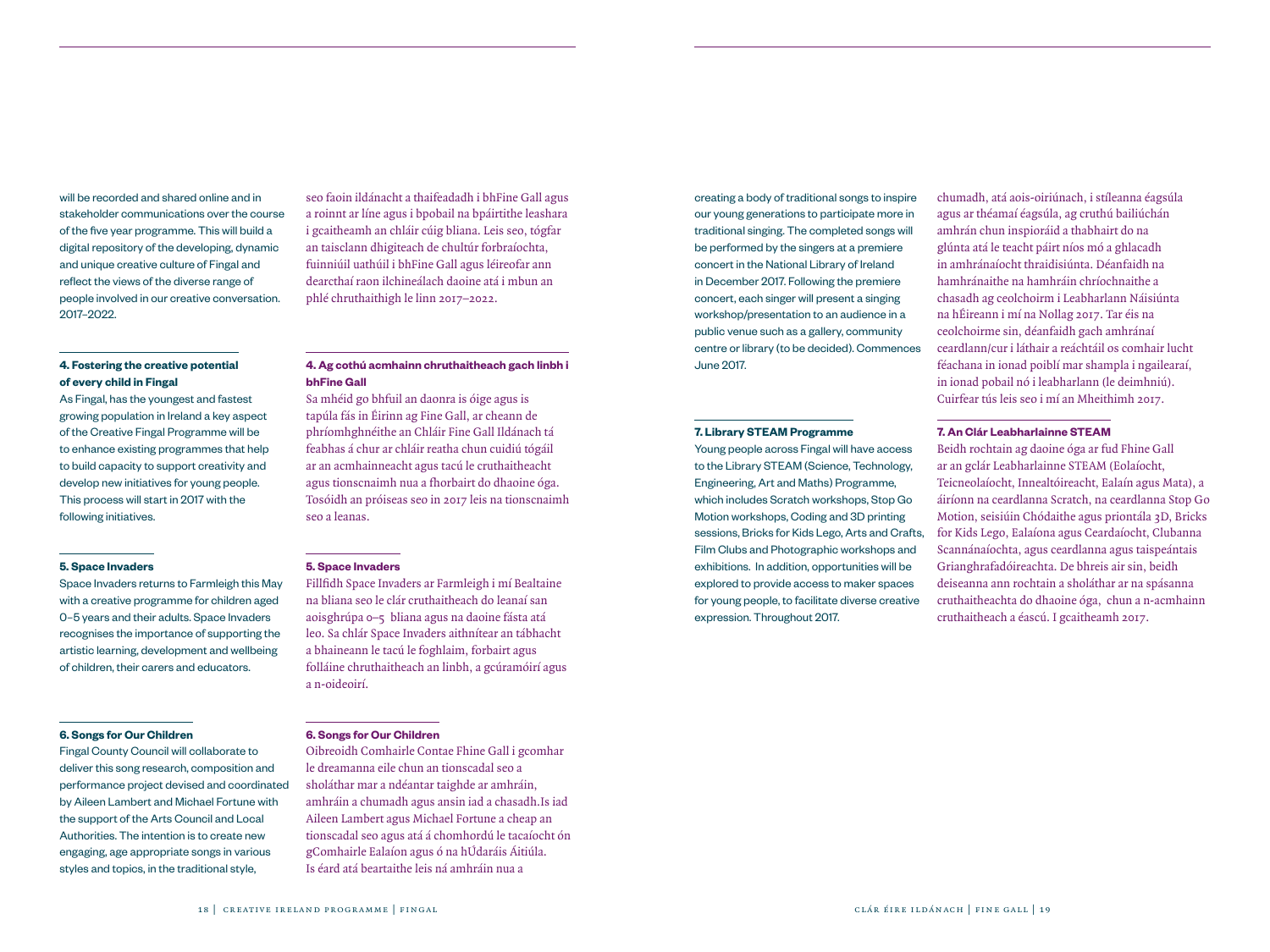will be recorded and shared online and in stakeholder communications over the course of the five year programme. This will build a digital repository of the developing, dynamic and unique creative culture of Fingal and reflect the views of the diverse range of people involved in our creative conversation. 2017–2022.

seo faoin ildánacht a thaifeadadh i bhFine Gall agus a roinnt ar líne agus i bpobail na bpáirtithe leashara i gcaitheamh an chláir cúig bliana. Leis seo, tógfar an taisclann dhigiteach de chultúr forbraíochta, fuinniúil uathúil i bhFine Gall agus léireofar ann dearcthaí raon ilchineálach daoine atá i mbun an phlé chruthaithigh le linn 2017–2022.

### 4. Fostering the creative potential of every child in Fingal

As Fingal, has the youngest and fastest growing population in Ireland a key aspect of the Creative Fingal Programme will be to enhance existing programmes that help to build capacity to support creativity and develop new initiatives for young people. This process will start in 2017 with the following initiatives.

### 4. Ag cothú acmhainn chruthaitheach gach linbh i bhFine Gall

Sa mhéid go bhfuil an daonra is óige agus is tapúla fás in Éirinn ag Fine Gall, ar cheann de phríomhghnéithe an Chláir Fine Gall Ildánach tá feabhas á chur ar chláir reatha chun cuidiú tógáil ar an acmhainneacht agus tacú le cruthaitheacht agus tionscnaimh nua a fhorbairt do dhaoine óga. Tosóidh an próiseas seo in 2017 leis na tionscnaimh seo a leanas.

### 5. Space Invaders

Space Invaders returns to Farmleigh this May with a creative programme for children aged 0–5 years and their adults. Space Invaders recognises the importance of supporting the artistic learning, development and wellbeing of children, their carers and educators.

### 5. Space Invaders

Fillfidh Space Invaders ar Farmleigh i mí Bealtaine na bliana seo le clár cruthaitheach do leanaí san aoisghrúpa 0–5 bliana agus na daoine fásta atá leo. Sa chlár Space Invaders aithnítear an tábhacht a bhaineann le tacú le foghlaim, forbairt agus folláine chruthaitheach an linbh, a gcúramóirí agus a n-oideoirí.

### 6. Songs for Our Children

Fingal County Council will collaborate to deliver this song research, composition and performance project devised and coordinated by Aileen Lambert and Michael Fortune with the support of the Arts Council and Local Authorities. The intention is to create new engaging, age appropriate songs in various styles and topics, in the traditional style, creating a body of traditional songs to inspire our young generations to participate more in traditional singing. The completed songs will be performed by the singers at a premiere concert in the National Library of Ireland in December 2017. Following the premiere concert, each singer will present a singing workshop/presentation to an audience in a public venue such as a gallery, community centre or library (to be decided). Commences June 2017.

### 6. Songs for Our Children

Oibreoidh Comhairle Contae Fhine Gall i gcomhar le dreamanna eile chun an tionscadal seo a sholáthar mar a ndéantar taighde ar amhráin, amhráin a chumadh agus ansin iad a chasadh.Is iad Aileen Lambert agus Michael Fortune a cheap an tionscadal seo agus atá á chomhordú le tacaíocht ón gComhairle Ealaíon agus ó na hÚdaráis Áitiúla. Is éard atá beartaithe leis ná amhráin nua a chumadh, atá aois-oiriúnach, i stíleanna éagsúla agus ar théamaí éagsúla, ag cruthú bailiúchán amhrán chun inspioráid a thabhairt do na glúnta atá le teacht páirt níos mó a ghlacadh in amhránaíocht thraidisiúnta. Déanfaidh na hamhránaithe na hamhráin chríochnaithe a chasadh ag ceolchoirm i Leabharlann Náisiúnta na hÉireann i mí na Nollag 2017. Tar éis na ceolchoirme sin, déanfaidh gach amhránaí ceardlann/cur i láthair a reáchtáil os comhair lucht féachana in ionad poiblí mar shampla i ngailearaí, in ionad pobail nó i leabharlann (le deimhniú). Cuirfear tús leis seo i mí an Mheithimh 2017.

### 7. Library STEAM Programme

Young people across Fingal will have access to the Library STEAM (Science, Technology, Engineering, Art and Maths) Programme, which includes Scratch workshops, Stop Go Motion workshops, Coding and 3D printing sessions, Bricks for Kids Lego, Arts and Crafts, Film Clubs and Photographic workshops and exhibitions. In addition, opportunities will be explored to provide access to maker spaces for young people, to facilitate diverse creative expression. Throughout 2017.

### 7. An Clár Leabharlainne STEAM

Beidh rochtain ag daoine óga ar fud Fhine Gall ar an gclár Leabharlainne STEAM (Eolaíocht, Teicneolaíocht, Innealtóireacht, Ealaín agus Mata), a áiríonn na ceardlanna Scratch, na ceardlanna Stop Go Motion, seisiúin Chódaithe agus priontála 3D, Bricks for Kids Lego, Ealaíona agus Ceardaíocht, Clubanna Scannánaíochta, agus ceardlanna agus taispeántais Grianghrafadóireachta. De bhreis air sin, beidh deiseanna ann rochtain a sholáthar ar na spásanna cruthaitheachta do dhaoine óga, chun a n-acmhainn cruthaitheach a éascú. I gcaitheamh 2017.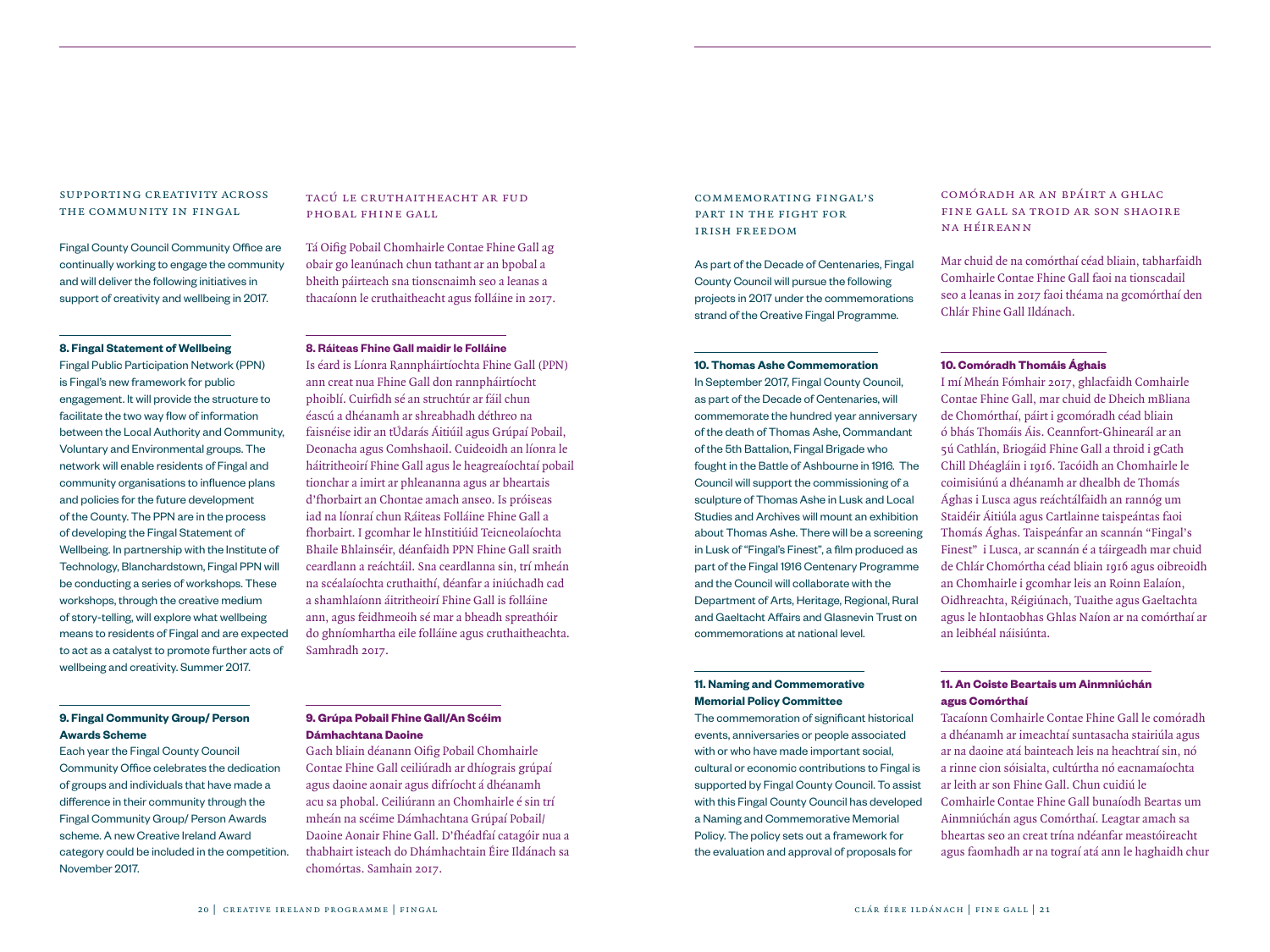## SUPPORTING CREATIVITY ACROSS THE COMMUNITY IN FINGAL

Fingal County Council Community Office are continually working to engage the community and will deliver the following initiatives in support of creativity and wellbeing in 2017.

### 8. Fingal Statement of Wellbeing

Fingal Public Participation Network (PPN) is Fingal's new framework for public engagement. It will provide the structure to facilitate the two way flow of information between the Local Authority and Community, Voluntary and Environmental groups. The network will enable residents of Fingal and community organisations to influence plans and policies for the future development of the County. The PPN are in the process of developing the Fingal Statement of Wellbeing. In partnership with the Institute of Technology, Blanchardstown, Fingal PPN will be conducting a series of workshops. These workshops, through the creative medium of story-telling, will explore what wellbeing means to residents of Fingal and are expected to act as a catalyst to promote further acts of wellbeing and creativity. Summer 2017.

### 9. Fingal Community Group/ Person Awards Scheme

Each year the Fingal County Council Community Office celebrates the dedication of groups and individuals that have made a difference in their community through the Fingal Community Group/ Person Awards scheme. A new Creative Ireland Award category could be included in the competition. November 2017.

## TACÚ LE CRUTHAITHEACHT AR FUD PHOBAL FHINE GALL

Tá Oifig Pobail Chomhairle Contae Fhine Gall ag obair go leanúnach chun tathant ar an bpobal a bheith páirteach sna tionscnaimh seo a leanas a thacaíonn le cruthaitheacht agus folláine in 2017.

### 8. Ráiteas Fhine Gall maidir le Folláine

Is éard is Líonra Rannpháirtíochta Fhine Gall (PPN) ann creat nua Fhine Gall don rannpháirtíocht phoiblí. Cuirfidh sé an struchtúr ar fáil chun éascú a dhéanamh ar shreabhadh déthreo na faisnéise idir an tÚdarás Áitiúil agus Grúpaí Pobail, Deonacha agus Comhshaoil. Cuideoidh an líonra le háitritheoirí Fhine Gall agus le heagraíochtaí pobail tionchar a imirt ar phleananna agus ar bheartais d'fhorbairt an Chontae amach anseo. Is próiseas iad na líonraí chun Ráiteas Folláine Fhine Gall a fhorbairt. I gcomhar le hInstitiúid Teicneolaíochta Bhaile Bhlainséir, déanfaidh PPN Fhine Gall sraith ceardlann a reáchtáil. Sna ceardlanna sin, trí mheán na scéalaíochta cruthaithí, déanfar a iniúchadh cad a shamhlaíonn áitritheoirí Fhine Gall is folláine ann, agus feidhmeoih sé mar a bheadh spreathóir do ghníomhartha eile folláine agus cruthaitheachta. Samhradh 2017.

### 9. Grúpa Pobail Fhine Gall/An Scéim Dámhachtana Daoine

Gach bliain déanann Oifig Pobail Chomhairle Contae Fhine Gall ceiliúradh ar dhíograis grúpaí agus daoine aonair agus difríocht á dhéanamh acu sa phobal. Ceiliúrann an Chomhairle é sin trí mheán na scéime Dámhachtana Grúpaí Pobail/ Daoine Aonair Fhine Gall. D'fhéadfaí catagóir nua a thabhairt isteach do Dhámhachtain Éire Ildánach sa chomórtas. Samhain 2017.

## COMMEMORATING FINGAL'S PART IN THE FIGHT FOR IRISH FREEDOM

As part of the Decade of Centenaries, Fingal County Council will pursue the following projects in 2017 under the commemorations strand of the Creative Fingal Programme.

### 10. Thomas Ashe Commemoration

In September 2017, Fingal County Council, as part of the Decade of Centenaries, will commemorate the hundred year anniversary of the death of Thomas Ashe, Commandant of the 5th Battalion, Fingal Brigade who fought in the Battle of Ashbourne in 1916. The Council will support the commissioning of a sculpture of Thomas Ashe in Lusk and Local Studies and Archives will mount an exhibition about Thomas Ashe. There will be a screening in Lusk of "Fingal's Finest", a film produced as part of the Fingal 1916 Centenary Programme and the Council will collaborate with the Department of Arts, Heritage, Regional, Rural and Gaeltacht Affairs and Glasnevin Trust on commemorations at national level.

### 11. Naming and Commemorative Memorial Policy Committee

The commemoration of significant historical events, anniversaries or people associated with or who have made important social, cultural or economic contributions to Fingal is supported by Fingal County Council. To assist with this Fingal County Council has developed a Naming and Commemorative Memorial Policy. The policy sets out a framework for the evaluation and approval of proposals for

## COMÓRADH AR AN BPÁIRT A GHLAC FINE GALL SA TROID AR SON SHAOIRE NA hÉIREANN

Mar chuid de na comórthaí céad bliain, tabharfaidh Comhairle Contae Fhine Gall faoi na tionscadail seo a leanas in 2017 faoi théama na gcomórthaí den Chlár Fhine Gall Ildánach.

### 10. Comóradh Thomáis Ághais

I mí Mheán Fómhair 2017, ghlacfaidh Comhairle Contae Fhine Gall, mar chuid de Dheich mBliana de Chomórthaí, páirt i gcomóradh céad bliain ó bhás Thomáis Áis. Ceannfort-Ghinearál ar an 5ú Cathlán, Briogáid Fhine Gall a throid i gCath Chill Dhéagláin i 1916. Tacóidh an Chomhairle le coimisiúnú a dhéanamh ar dhealbh de Thomás Ághas i Lusca agus reáchtálfaidh an rannóg um Staidéir Áitiúla agus Cartlainne taispeántas faoi Thomás Ághas. Taispeánfar an scannán "Fingal's Finest" i Lusca, ar scannán é a táirgeadh mar chuid de Chlár Chomórtha céad bliain 1916 agus oibreoidh an Chomhairle i gcomhar leis an Roinn Ealaíon, Oidhreachta, Réigiúnach, Tuaithe agus Gaeltachta agus le hIontaobhas Ghlas Naíon ar na comórthaí ar an leibhéal náisiúnta.

### 11. An Coiste Beartais um Ainmniúchán agus Comórthaí

Tacaíonn Comhairle Contae Fhine Gall le comóradh a dhéanamh ar imeachtaí suntasacha stairiúla agus ar na daoine atá bainteach leis na heachtraí sin, nó a rinne cion sóisialta, cultúrtha nó eacnamaíochta ar leith ar son Fhine Gall. Chun cuidiú le Comhairle Contae Fhine Gall bunaíodh Beartas um Ainmniúchán agus Comórthaí. Leagtar amach sa bheartas seo an creat trína ndéanfar meastóireacht agus faomhadh ar na tograí atá ann le haghaidh chur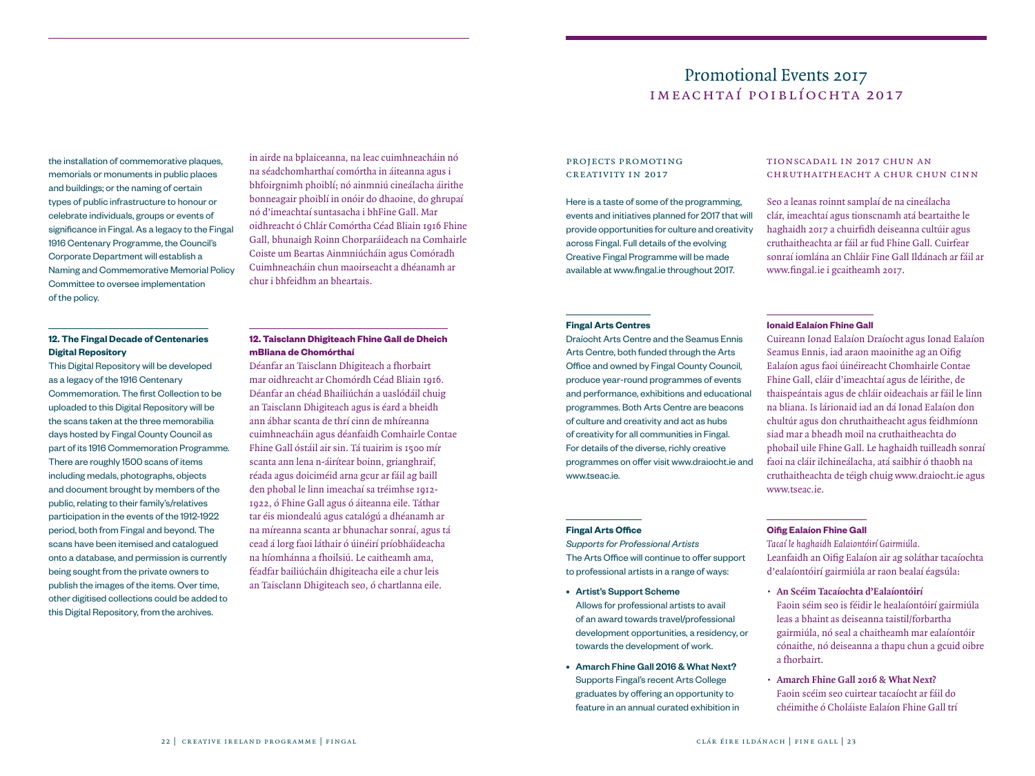the installation of commemorative plaques, memorials or monuments in public places and buildings; or the naming of certain types of public infrastructure to honour or celebrate individuals, groups or events of significance in Fingal. As a legacy to the Fingal 1916 Centenary Programme, the Council's Corporate Department will establish a Naming and Commemorative Memorial Policy Committee to oversee implementation of the policy.

in airde na bplaiceanna, na leac cuimhneacháin nó na séadchomharthaí comórtha in áiteanna agus i bhfoirgnimh phoiblí; nó ainmniú cineálacha áirithe bonneagair phoiblí in onóir do dhaoine, do ghrupaí nó d'imeachtaí suntasacha i bhFine Gall. Mar oidhreacht ó Chlár Comórtha Céad Bliain 1916 Fhine Gall, bhunaigh Roinn Chorparáideach na Comhairle Coiste um Beartas Ainmniúcháin agus Comóradh Cuimhneacháin chun maoirseacht a dhéanamh ar chur i bhfeidhm an bheartais.

**12. The Fingal Decade of Centenaries Digital Repository**

This Digital Repository will be developed as a legacy of the 1916 Centenary Commemoration. The first Collection to be uploaded to this Digital Repository will be the scans taken at the three memorabilia days hosted by Fingal County Council as part of its 1916 Commemoration Programme. There are roughly 1500 scans of items including medals, photographs, objects and document brought by members of the public, relating to their family's/relatives participation in the events of the 1912-1922 period, both from Fingal and beyond. The scans have been itemised and catalogued onto a database, and permission is currently being sought from the private owners to publish the images of the items. Over time, other digitised collections could be added to this Digital Repository, from the archives.

**12. Taisclann Dhigiteach Fhine Gall de Dheich mBliana de Chomórthaí**

Déanfar an Taisclann Dhigiteach a fhorbairt mar oidhreacht ar Chomóradh Céad Bliain 1916. Déanfar an chéad Bhailiúchán a uaslódáil chuig an Taisclann Dhigiteach agus is éard a bheidh ann ábhar scanta de thrí cinn de mhíreanna cuimhneacháin agus déanfaidh Comhairle Contae Fhine Gall óstáil air sin. Tá tuairim is 1500 mír scanta ann lena n-áirítear boinn, grianghraif, réada agus doiciméid arna gcur ar fáil ag baill den phobal le linn imeachaí sa tréimhse 1912-1922, ó Fhine Gall agus ó áiteanna eile. Táthar tar éis miondealú agus catalógú a dhéanamh ar na míreanna scanta ar bhunachar sonraí, agus tá cead á lorg faoi láthair ó úinéirí príobháideacha na híomhánna a fhoilsiú. Le caitheamh ama, féadfar bailiúcháin dhigiteacha eile a chur leis an Taisclann Dhigiteach seo, ó chartlanna eile.

# Promotional Events 2017
# Imeachtaí Poiblíochta 2017

## Projects Promoting Creativity in 2017

Here is a taste of some of the programming, events and initiatives planned for 2017 that will provide opportunities for culture and creativity across Fingal. Full details of the evolving Creative Fingal Programme will be made available at www.fingal.ie throughout 2017.

## Tionscadail in 2017 chun an Chruthaitheacht a chur chun cinn

Seo a leanas roinnt samplaí de na cineálacha clár, imeachtaí agus tionscnamh atá beartaithe le haghaidh 2017 a chuirfidh deiseanna cultúir agus cruthaitheachta ar fáil ar fud Fhine Gall. Cuirfear sonraí iomlána an Chláir Fine Gall Ildánach ar fáil ar www.fingal.ie i gcaitheamh 2017.

**Fingal Arts Centres**

Draíocht Arts Centre and the Seamus Ennis Arts Centre, both funded through the Arts Office and owned by Fingal County Council, produce year-round programmes of events and performance, exhibitions and educational programmes. Both Arts Centre are beacons of culture and creativity and act as hubs of creativity for all communities in Fingal. For details of the diverse, richly creative programmes on offer visit www.draiocht.ie and www.tseac.ie.

**Ionaid Ealaíon Fhine Gall**

Cuireann Ionad Ealaíon Draíocht agus Ionad Ealaíon Seamus Ennis, iad araon maoinithe ag an Oifig Ealaíon agus faoi úinéireacht Chomhairle Contae Fhine Gall, cláir d'imeachtaí agus de léirithe, de thaispeántais agus de chláir oideachais ar fáil le linn na bliana. Is lárionaid iad an dá Ionad Ealaíon don chultúr agus don chruthaitheacht agus feidhmíonn siad mar a bheadh moil na cruthaitheachta do phobail uile Fhine Gall. Le haghaidh tuilleadh sonraí faoi na cláir ilchineálacha, atá saibhir ó thaobh na cruthaitheachta de téigh chuig www.draiocht.ie agus www.tseac.ie.

**Fingal Arts Office**

*Supports for Professional Artists*

The Arts Office will continue to offer support to professional artists in a range of ways:

- **Artist's Support Scheme**
  Allows for professional artists to avail of an award towards travel/professional development opportunities, a residency, or towards the development of work.
- **Amarch Fhine Gall 2016 & What Next?**
  Supports Fingal's recent Arts College graduates by offering an opportunity to feature in an annual curated exhibition in

**Oifig Ealaíon Fhine Gall**

*Tacaí le haghaidh Ealaíontóirí Gairmiúla.*

Leanfaidh an Oifig Ealaíon air ag soláthar tacaíochta d'ealaíontóirí gairmiúla ar raon bealaí éagsúla:

- **An Scéim Tacaíochta d'Ealaíontóirí**
  Faoin séim seo is féidir le healaíontóirí gairmiúla leas a bhaint as deiseanna taistil/forbartha gairmiúla, nó seal a chaitheamh mar ealaíontóir cónaithe, nó deiseanna a thapu chun a gcuid oibre a fhorbairt.
- **Amarch Fhine Gall 2016 & What Next?**
  Faoin scéim seo cuirtear tacaíocht ar fáil do chéimithe ó Choláiste Ealaíon Fhine Gall trí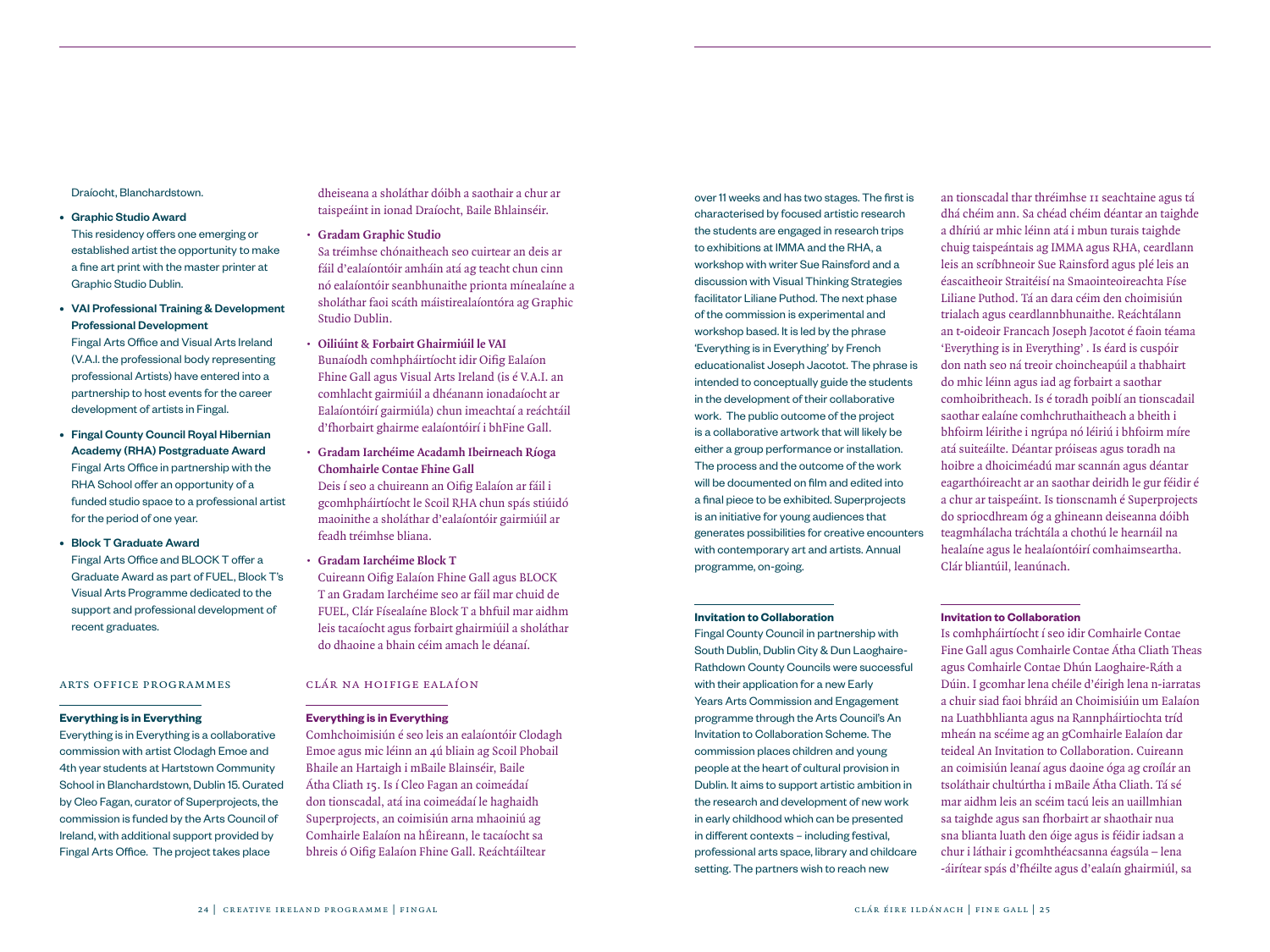Draíocht, Blanchardstown.

- **Graphic Studio Award**
  This residency offers one emerging or established artist the opportunity to make a fine art print with the master printer at Graphic Studio Dublin.

- **VAI Professional Training & Development Professional Development**
  Fingal Arts Office and Visual Arts Ireland (V.A.I. the professional body representing professional Artists) have entered into a partnership to host events for the career development of artists in Fingal.

- **Fingal County Council Royal Hibernian Academy (RHA) Postgraduate Award**
  Fingal Arts Office in partnership with the RHA School offer an opportunity of a funded studio space to a professional artist for the period of one year.

- **Block T Graduate Award**
  Fingal Arts Office and BLOCK T offer a Graduate Award as part of FUEL, Block T's Visual Arts Programme dedicated to the support and professional development of recent graduates.

## ARTS OFFICE PROGRAMMES

**Everything is in Everything**

Everything is in Everything is a collaborative commission with artist Clodagh Emoe and 4th year students at Hartstown Community School in Blanchardstown, Dublin 15. Curated by Cleo Fagan, curator of Superprojects, the commission is funded by the Arts Council of Ireland, with additional support provided by Fingal Arts Office. The project takes place over 11 weeks and has two stages. The first is characterised by focused artistic research the students are engaged in research trips to exhibitions at IMMA and the RHA, a workshop with writer Sue Rainsford and a discussion with Visual Thinking Strategies facilitator Liliane Puthod. The next phase of the commission is experimental and workshop based. It is led by the phrase 'Everything is in Everything' by French educationalist Joseph Jacotot. The phrase is intended to conceptually guide the students in the development of their collaborative work. The public outcome of the project is a collaborative artwork that will likely be either a group performance or installation. The process and the outcome of the work will be documented on film and edited into a final piece to be exhibited. Superprojects is an initiative for young audiences that generates possibilities for creative encounters with contemporary art and artists. Annual programme, on-going.

**Invitation to Collaboration**

Fingal County Council in partnership with South Dublin, Dublin City & Dun Laoghaire-Rathdown County Councils were successful with their application for a new Early Years Arts Commission and Engagement programme through the Arts Council's An Invitation to Collaboration Scheme. The commission places children and young people at the heart of cultural provision in Dublin. It aims to support artistic ambition in the research and development of new work in early childhood which can be presented in different contexts – including festival, professional arts space, library and childcare setting. The partners wish to reach new

dheiseanna a sholáthar dóibh a saothair a chur ar taispeáint in ionad Draíocht, Baile Bhlainséir.

- **Gradam Graphic Studio**
  Sa tréimhse chónaitheach seo cuirtear an deis ar fáil d'ealaíontóir amháin atá ag teacht chun cinn nó ealaíontóir seanbhunaithe prionta mínealaíne a sholáthar faoi scáth máistirealaíontóra ag Graphic Studio Dublin.

- **Oiliúint & Forbairt Ghairmiúil le VAI**
  Bunaíodh comhpháirtíocht idir Oifig Ealaíon Fhine Gall agus Visual Arts Ireland (is é V.A.I. an comhlacht gairmiúil a dhéanann ionadaíocht ar Ealaíontóirí gairmiúla) chun imeachtaí a reáchtáil d'fhorbairt ghairme ealaíontóirí i bhFine Gall.

- **Gradam Iarchéime Acadamh Ibeirneach Ríoga Chomhairle Contae Fhine Gall**
  Deis í seo a chuireann an Oifig Ealaíon ar fáil i gcomhpháirtíocht le Scoil RHA chun spás stiúidó maoinithe a sholáthar d'ealaíontóir gairmiúil ar feadh tréimhse bliana.

- **Gradam Iarchéime Block T**
  Cuireann Oifig Ealaíon Fhine Gall agus BLOCK T an Gradam Iarchéime seo ar fáil mar chuid de FUEL, Clár Físealaíne Block T a bhfuil mar aidhm leis tacaíocht agus forbairt ghairmiúil a sholáthar do dhaoine a bhain céim amach le déanaí.

## CLÁR NA HOIFIGE EALAÍON

**Everything is in Everything**

Comhchoimisiún é seo leis an ealaíontóir Clodagh Emoe agus mic léinn an 4ú bliain ag Scoil Phobail Bhaile an Hartaigh i mBaile Blainséir, Baile Átha Cliath 15. Is í Cleo Fagan an coimeádaí don tionscadal, atá ina coimeádaí le haghaidh Superprojects, an coimisiún arna mhaoiniú ag Comhairle Ealaíon na hÉireann, le tacaíocht sa bhreis ó Oifig Ealaíon Fhine Gall. Reáchtáiltear an tionscadal thar thréimhse 11 seachtaine agus tá dhá chéim ann. Sa chéad chéim déantar an taighde a dhíriú ar mhic léinn atá i mbun turais taighde chuig taispeántais ag IMMA agus RHA, ceardlann leis an scríbhneoir Sue Rainsford agus plé leis an éascaitheoir Straitéisí na Smaointeoireachta Físe Liliane Puthod. Tá an dara céim den choimisiún trialach agus ceardlannbhunaithe. Reáchtálann an t-oideoir Francach Joseph Jacotot é faoin téama 'Everything is in Everything' . Is éard is cuspóir don nath seo ná treoir choincheapúil a thabhairt do mhic léinn agus iad ag forbairt a saothar comhoibritheach. Is é toradh poiblí an tionscadail saothar ealaíne comhchruthaitheach a bheith i bhfoirm léirithe i ngrúpa nó léiriú i bhfoirm míre atá suiteáilte. Déantar próiseas agus toradh na hoibre a dhoiciméadú mar scannán agus déantar eagarthóireacht ar an saothar deiridh le gur féidir é a chur ar taispeáint. Is tionscnamh é Superprojects do spriocdhream óg a ghineann deiseanna dóibh teagmhálacha tráchtála a chothú le hearnáil na healaíne agus le healaíontóirí comhaimseartha. Clár bliantúil, leanúnach.

**Invitation to Collaboration**

Is comhpháirtíocht í seo idir Comhairle Contae Fine Gall agus Comhairle Contae Átha Cliath Theas agus Comhairle Contae Dhún Laoghaire-Ráth a Dúin. I gcomhar lena chéile d'éirigh lena n-iarratas a chuir siad faoi bhráid an Choimisiúin um Ealaíon na Luathbhlianta agus na Rannpháirtíochta tríd mheán na scéime ag an gComhairle Ealaíon dar teideal An Invitation to Collaboration. Cuireann an coimisiún leanaí agus daoine óga ag croílár an tsoláthair chultúrtha i mBaile Átha Cliath. Tá sé mar aidhm leis an scéim tacú leis an uaillmhian sa taighde agus san fhorbairt ar shaothair nua sna blianta luath den óige agus is féidir iadsan a chur i láthair i gcomhthéacsanna éagsúla – lena -áirítear spás d'fhéilte agus d'ealaín ghairmiúil, sa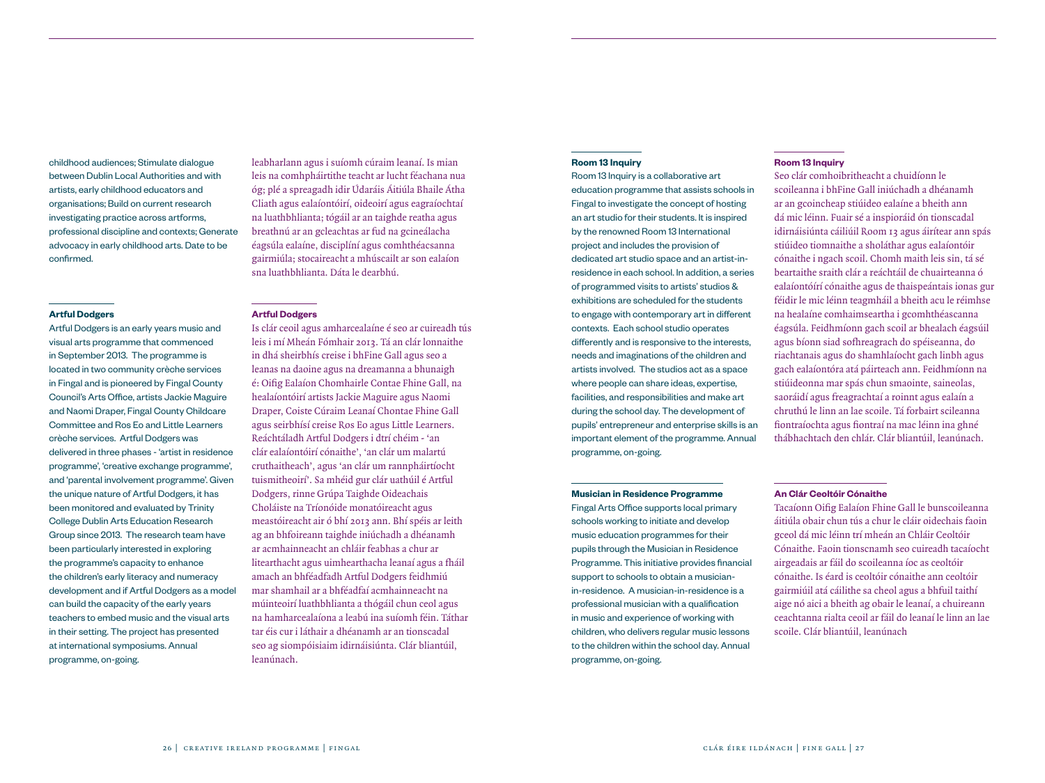childhood audiences; Stimulate dialogue between Dublin Local Authorities and with artists, early childhood educators and organisations; Build on current research investigating practice across artforms, professional discipline and contexts; Generate advocacy in early childhood arts. Date to be confirmed.

leabharlann agus i suíomh cúraim leanaí. Is mian leis na comhpháirtithe teacht ar lucht féachana nua óg; plé a spreagadh idir Údaráis Áitiúla Bhaile Átha Cliath agus ealaíontóirí, oideoirí agus eagraíochtaí na luathbhlianta; tógáil ar an taighde reatha agus breathnú ar an gcleachtas ar fud na gcineálacha éagsúla ealaíne, disciplíní agus comhthéacsanna gairmiúla; stocaireacht a mhúscailt ar son ealaíon sna luathbhlianta. Dáta le dearbhú.

### Artful Dodgers

Artful Dodgers is an early years music and visual arts programme that commenced in September 2013. The programme is located in two community crèche services in Fingal and is pioneered by Fingal County Council's Arts Office, artists Jackie Maguire and Naomi Draper, Fingal County Childcare Committee and Ros Eo and Little Learners crèche services. Artful Dodgers was delivered in three phases - 'artist in residence programme', 'creative exchange programme', and 'parental involvement programme'. Given the unique nature of Artful Dodgers, it has been monitored and evaluated by Trinity College Dublin Arts Education Research Group since 2013. The research team have been particularly interested in exploring the programme's capacity to enhance the children's early literacy and numeracy development and if Artful Dodgers as a model can build the capacity of the early years teachers to embed music and the visual arts in their setting. The project has presented at international symposiums. Annual programme, on-going.

### Artful Dodgers

Is clár ceoil agus amharcealaíne é seo ar cuireadh tús leis i mí Mheán Fómhair 2013. Tá an clár lonnaithe in dhá sheirbhís creise i bhFine Gall agus seo a leanas na daoine agus na dreamanna a bhunaigh é: Oifig Ealaíon Chomhairle Contae Fhine Gall, na healaíontóirí artists Jackie Maguire agus Naomi Draper, Coiste Cúraim Leanaí Chontae Fhine Gall agus seirbhísí creise Ros Eo agus Little Learners. Reáchtáladh Artful Dodgers i dtrí chéim - 'an clár ealaíontóirí cónaithe', 'an clár um malartú cruthaitheach', agus 'an clár um rannpháirtíocht tuismitheoirí'. Sa mhéid gur clár uathúil é Artful Dodgers, rinne Grúpa Taighde Oideachais Choláiste na Tríonóide monatóireacht agus meastóireacht air ó bhí 2013 ann. Bhí spéis ar leith ag an bhfoireann taighde iniúchadh a dhéanamh ar acmhainneacht an chláir feabhas a chur ar litearthacht agus uimhearthacha leanaí agus a fháil amach an bhféadfadh Artful Dodgers feidhmiú mar shamhail ar a bhféadfaí acmhainneacht na múinteoirí luathbhlianta a thógáil chun ceol agus na hamharcealaíona a leabú ina suíomh féin. Táthar tar éis cur i láthair a dhéanamh ar an tionscadal seo ag siompóisiaim idirnáisiúnta. Clár bliantúil, leanúnach.

### Room 13 Inquiry

Room 13 Inquiry is a collaborative art education programme that assists schools in Fingal to investigate the concept of hosting an art studio for their students. It is inspired by the renowned Room 13 International project and includes the provision of dedicated art studio space and an artist-in-residence in each school. In addition, a series of programmed visits to artists' studios & exhibitions are scheduled for the students to engage with contemporary art in different contexts. Each school studio operates differently and is responsive to the interests, needs and imaginations of the children and artists involved. The studios act as a space where people can share ideas, expertise, facilities, and responsibilities and make art during the school day. The development of pupils' entrepreneur and enterprise skills is an important element of the programme. Annual programme, on-going.

### Room 13 Inquiry

Seo clár comhoibritheacht a chuidíonn le scoileanna i bhFine Gall iniúchadh a dhéanamh ar an gcoincheap stiúideo ealaíne a bheith ann dá mic léinn. Fuair sé a inspioráid ón tionscadal idirnáisiúnta cáiliúil Room 13 agus áirítear ann spás stiúideo tiomnaithe a sholáthar agus ealaíontóir cónaithe i ngach scoil. Chomh maith leis sin, tá sé beartaithe sraith clár a reáchtáil de chuairteanna ó ealaíontóirí cónaithe agus de thaispeántais ionas gur féidir le mic léinn teagmháil a bheith acu le réimhse na healaíne comhaimseartha i gcomhthéascanna éagsúla. Feidhmíonn gach scoil ar bhealach éagsúil agus bíonn siad sofhreagrach do spéiseanna, do riachtanais agus do shamhlaíocht gach linbh agus gach ealaíontóra atá páirteach ann. Feidhmíonn na stiúideonna mar spás chun smaointe, saineolas, saoráidí agus freagrachtaí a roinnt agus ealaín a chruthú le linn an lae scoile. Tá forbairt scileanna fiontraíochta agus fiontraí na mac léinn ina ghné thábhachtach den chlár. Clár bliantúil, leanúnach.

### Musician in Residence Programme

Fingal Arts Office supports local primary schools working to initiate and develop music education programmes for their pupils through the Musician in Residence Programme. This initiative provides financial support to schools to obtain a musician-in-residence. A musician-in-residence is a professional musician with a qualification in music and experience of working with children, who delivers regular music lessons to the children within the school day. Annual programme, on-going.

### An Clár Ceoltóir Cónaithe

Tacaíonn Oifig Ealaíon Fhine Gall le bunscoileanna áitiúla obair chun tús a chur le cláir oidechais faoin gceol dá mic léinn trí mheán an Chláir Ceoltóir Cónaithe. Faoin tionscnamh seo cuireadh tacaíocht airgeadais ar fáil do scoileanna íoc as ceoltóir cónaithe. Is éard is ceoltóir cónaithe ann ceoltóir gairmiúil atá cáilithe sa cheol agus a bhfuil taithí aige nó aici a bheith ag obair le leanaí, a chuireann ceachtanna rialta ceoil ar fáil do leanaí le linn an lae scoile. Clár bliantúil, leanúnach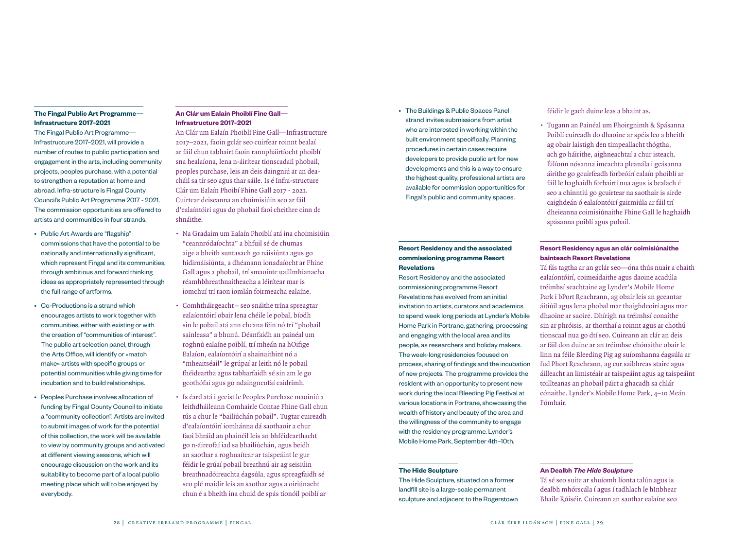### The Fingal Public Art Programme—Infrastructure 2017–2021

The Fingal Public Art Programme—Infrastructure 2017–2021, will provide a number of routes to public participation and engagement in the arts, including community projects, peoples purchase, with a potential to strengthen a reputation at home and abroad. Infra-structure is Fingal County Council's Public Art Programme 2017 - 2021. The commission opportunities are offered to artists and communities in four strands.

- Public Art Awards are "flagship" commissions that have the potential to be nationally and internationally significant, which represent Fingal and its communities, through ambitious and forward thinking ideas as appropriately represented through the full range of artforms.
- Co-Productions is a strand which encourages artists to work together with communities, either with existing or with the creation of "communities of interest". The public art selection panel, through the Arts Office, will identify or «match make» artists with specific groups or potential communities while giving time for incubation and to build relationships.
- Peoples Purchase involves allocation of funding by Fingal County Council to initiate a "community collection". Artists are invited to submit images of work for the potential of this collection, the work will be available to view by community groups and activated at different viewing sessions, which will encourage discussion on the work and its suitability to become part of a local public meeting place which will to be enjoyed by everybody.

### An Clár um Ealaín Phoiblí Fine Gall—Infrastructure 2017–2021

An Clár um Ealaín Phoiblí Fine Gall—Infrastructure 2017–2021, faoin gclár seo cuirfear roinnt bealaí ar fáil chun tabhairt faoin rannpháirtíocht phoiblí sna healaíona, lena n-áirítear tionscadail phobail, peoples purchase, leis an deis daingniú ar an dea-cháil sa tír seo agus thar sáile. Is é Infra-structure Clár um Ealaín Phoibí Fhine Gall 2017 - 2021. Cuirtear deiseanna an choimisiúin seo ar fáil d'ealaíntóiri agus do phobail faoi cheithre cinn de shnáithe.

- Na Gradaim um Ealaín Phoiblí atá ina choimisiúin "ceannródaíochta" a bhfuil sé de chumas aige a bheith suntasach go náisiúnta agus go hidirnáisiúnta, a dhéanann ionadaíocht ar Fhine Gall agus a phobail, trí smaointe uaillmhianacha réamhbhreathnaitheacha a léirítear mar is iomchuí trí raon iomlán foirmeacha ealaíne.
- Comhtháirgeacht – seo snáithe trína spreagtar ealaíontóirí obair lena chéile le pobal, bíodh sin le pobail atá ann cheana féin nó trí "phobail sainleasa" a bhunú. Déanfaidh an painéal um roghnú ealaíne poiblí, trí mheán na hOifige Ealaíon, ealaíontóirí a shainaithint nó a "mheaitséail" le grúpaí ar leith nó le pobail fhéideartha agus tabharfaidh sé sin am le go gcothófaí agus go ndaingneofaí caidrimh.
- Is éard atá i gceist le Peoples Purchase maoiniú a leithdháileann Comhairle Contae Fhine Gall chun tús a chur le "bailiúchán pobail". Tugtar cuireadh d'ealaíontóirí iomhánna dá saothaoir a chur faoi bhráid an phainéil leis an bhféidearthacht go n-áireofaí iad sa bhailiúchán, agus beidh an saothar a roghnaítear ar taispeáint le gur féidir le grúaí pobail breathnú air ag seisiúin breathnadóireachta éagsúla, agus spreagfaidh sé seo plé maidir leis an saothar agus a oiriúnacht chun é a bheith ina chuid de spás tionóil poiblí ar féidir le gach duine leas a bhaint as.

- The Buildings & Public Spaces Panel strand invites submissions from artist who are interested in working within the built environment specifically. Planning procedures in certain cases require developers to provide public art for new developments and this is a way to ensure the highest quality, professional artists are available for commission opportunities for Fingal's public and community spaces.

- Tugann an Painéal um Fhoirgnimh & Spásanna Poiblí cuireadh do dhaoine ar spéis leo a bheith ag obair laistigh den timpeallacht thógtha, ach go háirithe, aighneachtaí a chur isteach. Éilíonn nósanna imeachta pleanála i gcásanna áirithe go gcuirfeadh forbróirí ealaín phoiblí ar fáil le haghaidh forbairtí nua agus is bealach é seo a chinntiú go gcuirtear na saothair is airde caighdeán ó ealaíontóirí gairmiúla ar fáil trí dheieanna coimisiúnaithe Fhine Gall le haghaidh spásanna poiblí agus pobail.

### Resort Residency and the associated commissioning programme Resort Revelations

Resort Residency and the associated commissioning programme Resort Revelations has evolved from an initial invitation to artists, curators and academics to spend week long periods at Lynder's Mobile Home Park in Portrane, gathering, processing and engaging with the local area and its people, as researchers and holiday makers. The week-long residencies focused on process, sharing of findings and the incubation of new projects. The programme provides the resident with an opportunity to present new work during the local Bleeding Pig Festival at various locations in Portrane, showcasing the wealth of history and beauty of the area and the willingness of the community to engage with the residency programme. Lynder's Mobile Home Park, September 4th–10th.

### Resort Residency agus an clár coimisiúnaithe bainteach Resort Revelations

Tá fás tagtha ar an gclár seo—óna thús nuair a chaith ealaíontóirí, coimeádaithe agus daoine acadúla tréimhsí seachtaine ag Lynder's Mobile Home Park i bPort Reachrann, ag obair leis an gceantar áitiúil agus lena phobal mar thaighdeoirí agus mar dhaoine ar saoire. Dhírigh na tréimhsí conaithe sin ar phróisis, ar thorthaí a roinnt agus ar chothú tionscaal nua go dtí seo. Cuireann an clár an deis ar fáil don duine ar an tréimhse chónaithe obair le linn na féile Bleeding Pig ag suíomhanna éagsúla ar fud Phort Reachrann, ag cur saibhreas staire agus áilleacht an limistéair ar taispeáint agus ag taispeáint toillteanas an phobail páirt a ghacadh sa chlár cónaithe. Lynder's Mobile Home Park, 4–10 Meán Fómhair.

### The Hide Sculpture

The Hide Sculpture, situated on a former landfill site is a large-scale permanent sculpture and adjacent to the Rogerstown

### An Dealbh *The Hide Sculpture*

Tá sé seo suite ar shuíomh líonta talún agus is dealbh mhórscála í agus í tadhlach le hInbhear Bhaile Róiséir. Cuireann an saothar ealaíne seo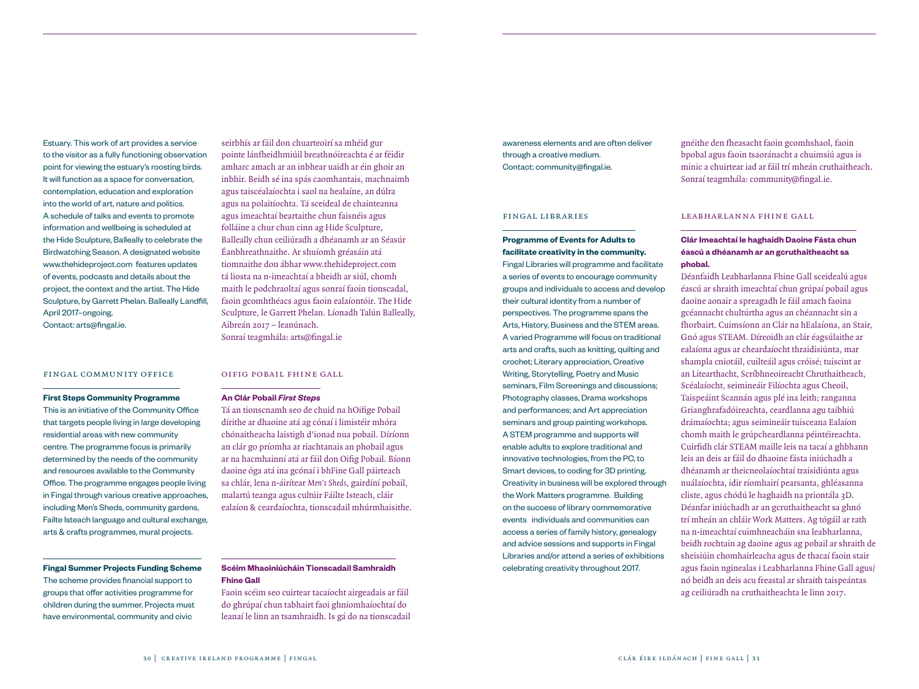Estuary. This work of art provides a service to the visitor as a fully functioning observation point for viewing the estuary's roosting birds. It will function as a space for conversation, contemplation, education and exploration into the world of art, nature and politics. A schedule of talks and events to promote information and wellbeing is scheduled at the Hide Sculpture, Balleally to celebrate the Birdwatching Season. A designated website www.thehideproject.com features updates of events, podcasts and details about the project, the context and the artist. The Hide Sculpture, by Garrett Phelan. Balleally Landfill, April 2017–ongoing.
Contact: arts@fingal.ie.

seirbhís ar fáil don chuarteoirí sa mhéid gur pointe lánfheidhmiúil breathnóireachta é ar féidir amharc amach ar an inbhear uaidh ar éin ghoir an inbhir. Beidh sé ina spás caomhantais, machnaimh agus taiscéalaíochta i saol na healaíne, an dúlra agus na polaitíochta. Tá sceideal de chainteanna agus imeachtaí beartaithe chun faisnéis agus folláine a chur chun cinn ag Hide Sculpture, Balleally chun ceiliúradh a dhéanamh ar an Séasúr Éanbhreathnaithe. Ar shuíomh gréasáin atá tiomnaithe don ábhar www.thehideproject.com tá liosta na n-imeachtaí a bheidh ar siúl, chomh maith le podchraoltaí agus sonraí faoin tionscadal, faoin gcomhthéacs agus faoin ealaíontóir. The Hide Sculpture, le Garrett Phelan. Líonadh Talún Balleally, Aibreán 2017 – leanúnach.
Sonraí teagmhála: arts@fingal.ie

## FINGAL COMMUNITY OFFICE

### First Steps Community Programme

This is an initiative of the Community Office that targets people living in large developing residential areas with new community centre. The programme focus is primarily determined by the needs of the community and resources available to the Community Office. The programme engages people living in Fingal through various creative approaches, including Men's Sheds, community gardens, Failte Isteach language and cultural exchange, arts & crafts programmes, mural projects.

## OIFIG POBAIL FHINE GALL

### An Clár Pobail *First Steps*

Tá an tionscnamh seo de chuid na hOifige Pobail dírithe ar dhaoine atá ag cónaí i limistéir mhóra chónaitheacha laistigh d'ionad nua pobail. Díríonn an clár go príomha ar riachtanais an phobail agus ar na hacmhainní atá ar fáil don Oifig Pobail. Bíonn daoine óga atá ina gcónaí i bhFine Gall páirteach sa chlár, lena n-áirítear *Men's Sheds*, gairdíní pobail, malartú teanga agus cultúir Fáilte Isteach, cláir ealaíon & ceardaíochta, tionscadail mhúrmhaisithe.

### Fingal Summer Projects Funding Scheme

The scheme provides financial support to groups that offer activities programme for children during the summer. Projects must have environmental, community and civic awareness elements and are often deliver through a creative medium.
Contact: community@fingal.ie.

### Scéim Mhaoiniúcháin Tionscadail Samhraidh Fhine Gall

Faoin scéim seo cuirtear tacaíocht airgeadais ar fáil do ghrúpaí chun tabhairt faoi ghníomhaíochtaí do leanaí le linn an tsamhraidh. Is gá do na tionscadail gnéithe den fheasacht faoin gcomhshaol, faoin bpobal agus faoin tsaoránacht a chuimsiú agus is minic a chuirtear iad ar fáil trí mheán cruthaitheach.
Sonraí teagmhála: community@fingal.ie.

## FINGAL LIBRARIES

### Programme of Events for Adults to facilitate creativity in the community.

Fingal Libraries will programme and facilitate a series of events to encourage community groups and individuals to access and develop their cultural identity from a number of perspectives. The programme spans the Arts, History, Business and the STEM areas. A varied Programme will focus on traditional arts and crafts, such as knitting, quilting and crochet; Literary appreciation, Creative Writing, Storytelling, Poetry and Music seminars, Film Screenings and discussions; Photography classes, Drama workshops and performances; and Art appreciation seminars and group painting workshops. A STEM programme and supports will enable adults to explore traditional and innovative technologies, from the PC, to Smart devices, to coding for 3D printing. Creativity in business will be explored through the Work Matters programme. Building on the success of library commemorative events individuals and communities can access a series of family history, genealogy and advice sessions and supports in Fingal Libraries and/or attend a series of exhibitions celebrating creativity throughout 2017.

## LEABHARLANNA FHINE GALL

### Clár Imeachtaí le haghaidh Daoine Fásta chun éascú a dhéanamh ar an gcruthaitheacht sa phobal.

Déanfaidh Leabharlanna Fhine Gall sceidealú agus éascú ar shraith imeachtaí chun grúpaí pobail agus daoine aonair a spreagadh le fáil amach faoina gcéannacht chultúrtha agus an chéannacht sin a fhorbairt. Cuimsíonn an Clár na hEalaíona, an Stair, Gnó agus STEAM. Díreoidh an clár éagsúlaithe ar ealaíona agus ar cheardaíocht thraidisiúnta, mar shampla cniotáil, cuilteáil agus cróisé; tuiscint ar an Litearthacht, Scríbhneoireacht Chruthaitheach, Scéalaíocht, seimineáir Filíochta agus Cheoil, Taispeáint Scannán agus plé ina leith; ranganna Grianghrafadóireachta, ceardlanna agu taibhiú drámaíochta; agus seimineáir tuisceana Ealaíon chomh maith le grúpcheardlanna péintéireachta. Cuirfidh clár STEAM maille leis na tacaí a ghbhann leis an deis ar fáil do dhaoine fásta iniúchadh a dhéanamh ar theicneolaíochtaí traisidiúnta agus nuálaíochta, idir ríomhairí pearsanta, ghléasanna cliste, agus chódú le haghaidh na priontála 3D. Déanfar iniúchadh ar an gcruthaitheacht sa ghnó trí mheán an chláir Work Matters. Ag tógáil ar rath na n-imeachtaí cuimhneacháin sna leabharlanna, beidh rochtain ag daoine agus ag pobail ar shraith de sheisiúin chomhairleacha agus de thacaí faoin stair agus faoin nginealas i Leabharlanna Fhine Gall agus/nó beidh an deis acu freastal ar shraith taispeántas ag ceiliúradh na cruthaitheachta le linn 2017.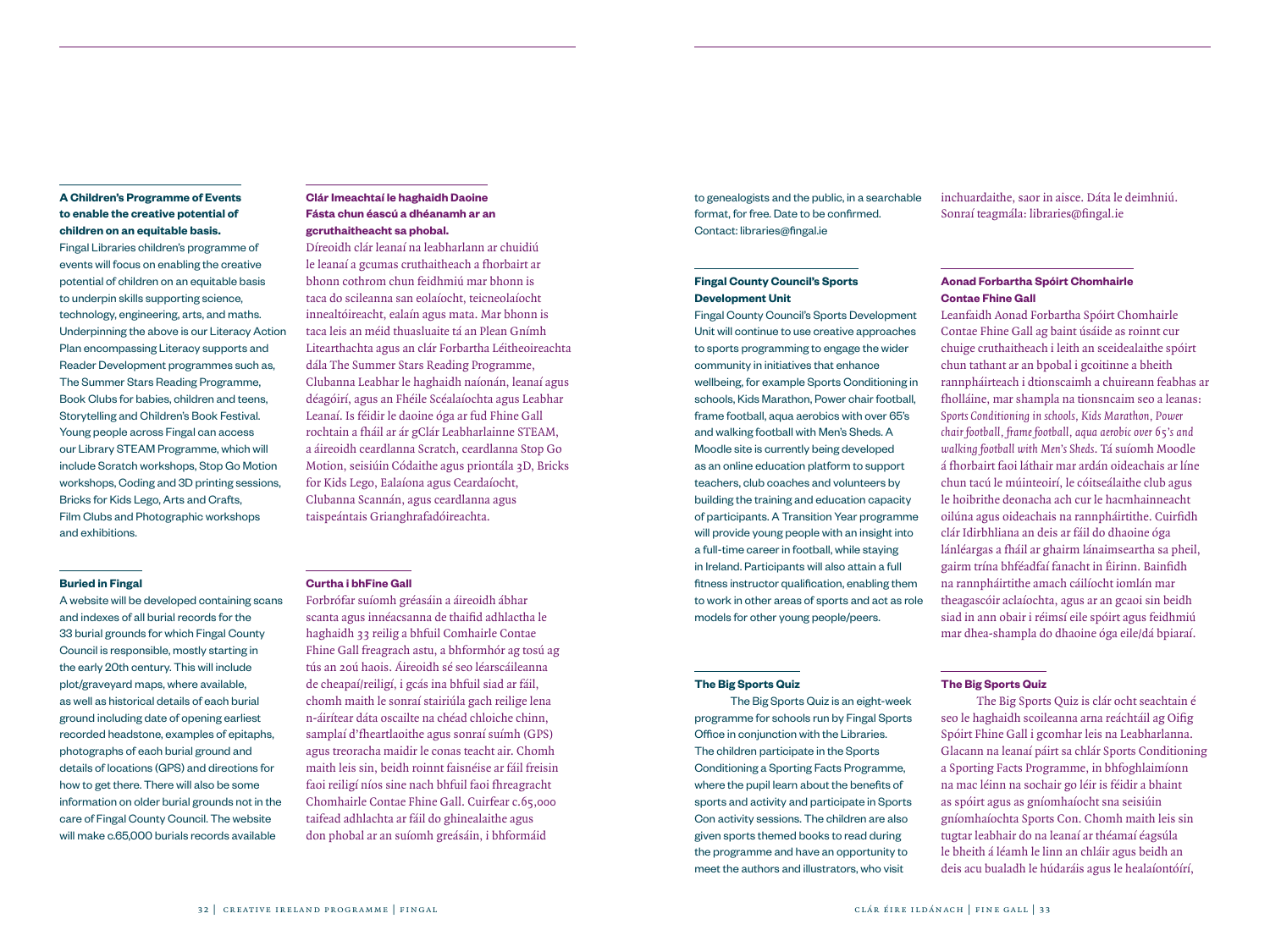#### A Children's Programme of Events to enable the creative potential of children on an equitable basis.

Fingal Libraries children's programme of events will focus on enabling the creative potential of children on an equitable basis to underpin skills supporting science, technology, engineering, arts, and maths. Underpinning the above is our Literacy Action Plan encompassing Literacy supports and Reader Development programmes such as, The Summer Stars Reading Programme, Book Clubs for babies, children and teens, Storytelling and Children's Book Festival. Young people across Fingal can access our Library STEAM Programme, which will include Scratch workshops, Stop Go Motion workshops, Coding and 3D printing sessions, Bricks for Kids Lego, Arts and Crafts, Film Clubs and Photographic workshops and exhibitions.

#### Clár Imeachtaí le haghaidh Daoine Fásta chun éascú a dhéanamh ar an gcruthaitheacht sa phobal.

Díreoidh clár leanaí na leabharlann ar chuidiú le leanaí a gcumas cruthaitheach a fhorbairt ar bhonn cothrom chun feidhmiú mar bhonn is taca do scileanna san eolaíocht, teicneolaíocht innealtóireacht, ealaín agus mata. Mar bhonn is taca leis an méid thuasluaite tá an Plean Gnímh Litearthachta agus an clár Forbartha Léitheoireachta dála The Summer Stars Reading Programme, Clubanna Leabhar le haghaidh naíonán, leanaí agus déagóirí, agus an Fhéile Scéalaíochta agus Leabhar Leanaí. Is féidir le daoine óga ar fud Fhine Gall rochtain a fháil ar ár gClár Leabharlainne STEAM, a áireoidh ceardlanna Scratch, ceardlanna Stop Go Motion, seisiúin Códaithe agus priontála 3D, Bricks for Kids Lego, Ealaíona agus Ceardaíocht, Clubanna Scannán, agus ceardlanna agus taispeántais Grianghrafadóireachta.

#### Buried in Fingal

A website will be developed containing scans and indexes of all burial records for the 33 burial grounds for which Fingal County Council is responsible, mostly starting in the early 20th century. This will include plot/graveyard maps, where available, as well as historical details of each burial ground including date of opening earliest recorded headstone, examples of epitaphs, photographs of each burial ground and details of locations (GPS) and directions for how to get there. There will also be some information on older burial grounds not in the care of Fingal County Council. The website will make c.65,000 burials records available to genealogists and the public, in a searchable format, for free. Date to be confirmed. Contact: libraries@fingal.ie

#### Curtha i bhFine Gall

Forbrófar suíomh gréasáin a áireoidh ábhar scanta agus innéacsanna de thaifid adhlactha le haghaidh 33 reilig a bhfuil Comhairle Contae Fhine Gall freagrach astu, a bhformhór ag tosú ag tús an 20ú haois. Áireoidh sé seo léarscáileanna de cheapaí/reiligí, i gcás ina bhfuil siad ar fáil, chomh maith le sonraí stairiúla gach reilige lena n-áirítear dáta oscailte na chéad chloiche chinn, samplaí d'fheartlaoithe agus sonraí suímh (GPS) agus treoracha maidir le conas teacht air. Chomh maith leis sin, beidh roinnt faisnéise ar fáil freisin faoi reiligí níos sine nach bhfuil faoi fhreagracht Chomhairle Contae Fhine Gall. Cuirfear c.65,000 taifead adhlachta ar fáil do ghinealaithe agus don phobal ar an suíomh greásáin, i bhformáid inchuardaithe, saor in aisce. Dáta le deimhniú. Sonraí teagmála: libraries@fingal.ie

#### Fingal County Council's Sports Development Unit

Fingal County Council's Sports Development Unit will continue to use creative approaches to sports programming to engage the wider community in initiatives that enhance wellbeing, for example Sports Conditioning in schools, Kids Marathon, Power chair football, frame football, aqua aerobics with over 65's and walking football with Men's Sheds. A Moodle site is currently being developed as an online education platform to support teachers, club coaches and volunteers by building the training and education capacity of participants. A Transition Year programme will provide young people with an insight into a full-time career in football, while staying in Ireland. Participants will also attain a full fitness instructor qualification, enabling them to work in other areas of sports and act as role models for other young people/peers.

#### Aonad Forbartha Spóirt Chomhairle Contae Fhine Gall

Leanfaidh Aonad Forbartha Spóirt Chomhairle Contae Fhine Gall ag baint úsáide as roinnt cur chuige cruthaitheach i leith an sceidealaithe spóirt chun tathant ar an bpobal i gcoitinne a bheith rannpháirteach i dtionscaimh a chuireann feabhas ar fholláine, mar shampla na tionsncaim seo a leanas: *Sports Conditioning in schools, Kids Marathon, Power chair football, frame football, aqua aerobic over 65's and walking football with Men's Sheds*. Tá suíomh Moodle á fhorbairt faoi láthair mar ardán oideachais ar líne chun tacú le múinteoirí, le cóitseálaithe club agus le hoibrithe deonacha ach cur le hacmhainneacht oilúna agus oideachais na rannpháirtithe. Cuirfidh clár Idirbhliana an deis ar fáil do dhaoine óga lánléargas a fháil ar ghairm lánaimseartha sa pheil, gairm trína bhféadfaí fanacht in Éirinn. Bainfidh na rannpháirtithe amach cáilíocht iomlán mar theagascóir aclaíochta, agus ar an gcaoi sin beidh siad in ann obair i réimsí eile spóirt agus feidhmiú mar dhea-shampla do dhaoine óga eile/dá bpiaraí.

#### The Big Sports Quiz

The Big Sports Quiz is an eight-week programme for schools run by Fingal Sports Office in conjunction with the Libraries. The children participate in the Sports Conditioning a Sporting Facts Programme, where the pupil learn about the benefits of sports and activity and participate in Sports Con activity sessions. The children are also given sports themed books to read during the programme and have an opportunity to meet the authors and illustrators, who visit

#### The Big Sports Quiz

The Big Sports Quiz is clár ocht seachtain é seo le haghaidh scoileanna arna reáchtáil ag Oifig Spóirt Fhine Gall i gcomhar leis na Leabharlanna. Glacann na leanaí páirt sa chlár Sports Conditioning a Sporting Facts Programme, in bhfoghlaimíonn na mac léinn na sochair go léir is féidir a bhaint as spóirt agus as gníomhaíocht sna seisiúin gníomhaíochta Sports Con. Chomh maith leis sin tugtar leabhair do na leanaí ar théamaí égsúla le bheith á léamh le linn an chláir agus beidh an deis acu bualadh le húdaráis agus le healaíontóirí,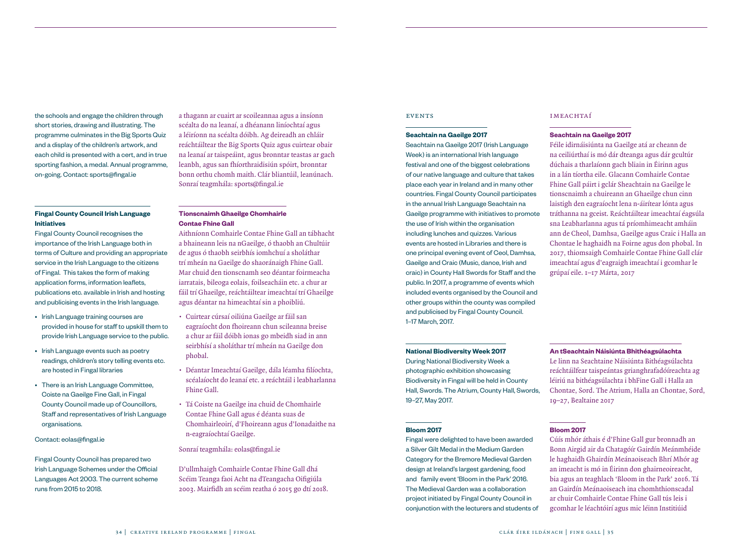the schools and engage the children through short stories, drawing and illustrating. The programme culminates in the Big Sports Quiz and a display of the children's artwork, and each child is presented with a cert, and in true sporting fashion, a medal. Annual programme, on-going. Contact: sports@fingal.ie

a thagann ar cuairt ar scoileannaa agus a insíonn scéalta do na leanaí, a dhéanann liníochtaí agus a léiríonn na scéalta dóibh. Ag deireadh an chláir reáchtáiltear the Big Sports Quiz agus cuirtear obair na leanaí ar taispeáint, agus bronntar teastas ar gach leanbh, agus san fhíorthraidisiún spóirt, bronntar bonn orthu chomh maith. Clár bliantúil, leanúnach. Sonraí teagmhála: sports@fingal.ie

**Fingal County Council Irish Language Initiatives**

Fingal County Council recognises the importance of the Irish Language both in terms of Culture and providing an appropriate service in the Irish Language to the citizens of Fingal. This takes the form of making application forms, information leaflets, publications etc. available in Irish and hosting and publicising events in the Irish language.

- Irish Language training courses are provided in house for staff to upskill them to provide Irish Language service to the public.
- Irish Language events such as poetry readings, children's story telling events etc. are hosted in Fingal libraries
- There is an Irish Language Committee, Coiste na Gaeilge Fine Gall, in Fingal County Council made up of Councillors, Staff and representatives of Irish Language organisations.

Contact: eolas@fingal.ie

Fingal County Council has prepared two Irish Language Schemes under the Official Languages Act 2003. The current scheme runs from 2015 to 2018.

**Tionscnaimh Ghaeilge Chomhairle Contae Fhine Gall**

Aithníonn Comhairle Contae Fhine Gall an tábhacht a bhaineann leis na nGaeilge, ó thaobh an Chultúir de agus ó thaobh seirbhís iomhchuí a sholáthar trí mheán na Gaeilge do shaoránaigh Fhine Gall. Mar chuid den tionscnamh seo déantar foirmeacha iarratais, bileoga eolais, foilseacháin etc. a chur ar fáil trí Ghaeilge, reáchtáiltear imeachtaí trí Ghaeilge agus déantar na himeachtaí sin a phoibliú.

- Cuirtear cúrsaí oiliúna Gaeilge ar fáil san eagraíocht don fhoireann chun scileanna breise a chur ar fáil dóibh ionas go mbeidh siad in ann seirbhísí a sholáthar trí mheán na Gaeilge don phobal.
- Déantar Imeachtaí Gaeilge, dála léamha filíochta, scéalaíocht do leanaí etc. a reáchtáil i leabharlanna Fhine Gall.
- Tá Coiste na Gaeilge ina chuid de Chomhairle Contae Fhine Gall agus é déanta suas de Chomhairleoirí, d'Fhoireann agus d'Ionadaithe na n-eagraíochtaí Gaeilge.

Sonraí teagmhála: eolas@fingal.ie

D'ullmhaigh Comhairle Contae Fhine Gall dhá Scéim Teanga faoi Acht na dTeangacha Oifigiúla 2003. Mairfidh an scéim reatha ó 2015 go dtí 2018.

## EVENTS

**Seachtain na Gaeilge 2017**

Seachtain na Gaeilge 2017 (Irish Language Week) is an international Irish language festival and one of the biggest celebrations of our native language and culture that takes place each year in Ireland and in many other countries. Fingal County Council participates in the annual Irish Language Seachtain na Gaeilge programme with initiatives to promote the use of Irish within the organisation including lunches and quizzes. Various events are hosted in Libraries and there is one principal evening event of Ceol, Damhsa, Gaeilge and Craic (Music, dance, Irish and craic) in County Hall Swords for Staff and the public. In 2017, a programme of events which included events organised by the Council and other groups within the county was compiled and publicised by Fingal County Council. 1–17 March, 2017.

**National Biodiversity Week 2017**

During National Biodiversity Week a photographic exhibition showcasing Biodiversity in Fingal will be held in County Hall, Swords. The Atrium, County Hall, Swords, 19–27, May 2017.

**Bloom 2017**

Fingal were delighted to have been awarded a Silver Gilt Medal in the Medium Garden Category for the Bremore Medieval Garden design at Ireland's largest gardening, food and family event 'Bloom in the Park' 2016. The Medieval Garden was a collaboration project initiated by Fingal County Council in conjunction with the lecturers and students of

## IMEACHTAÍ

**Seachtain na Gaeilge 2017**

Féile idirnáisiúnta na Gaeilge atá ar cheann de na ceiliúrthaí is mó dár dteanga agus dár gcultúr dúchais a tharlaíonn gach bliain in Éirinn agus in a lán tíortha eile. Glacann Comhairle Contae Fhine Gall páirt i gclár Sheachtain na Gaeilge le tionscnaimh a chuireann an Ghaeilge chun cinn laistigh den eagraíocht lena n-áirítear lónta agus tráthanna na gceist. Reáchtáiltear imeachtaí éagsúla sna Leabharlanna agus tá príomhimeacht amháin ann de Cheol, Damhsa, Gaeilge agus Craic i Halla an Chontae le haghaidh na Foirne agus don phobal. In 2017, thiomsaigh Comhairle Contae Fhine Gall clár imeachtaí agus d'eagraigh imeachtaí i gcomhar le grúpaí eile. 1–17 Márta, 2017

**An tSeachtain Náisiúnta Bhithéagsúlachta**

Le linn na Seachtaine Náisiúnta Bithéagsúlachta reáchtáilfear taispeántas grianghrafadóireachta ag léiriú na bithéagsúlachta i bhFine Gall i Halla an Chontae, Sord. The Atrium, Halla an Chontae, Sord, 19–27, Bealtaine 2017

**Bloom 2017**

Cúís mhór áthais é d'Fhine Gall gur bronnadh an Bonn Airgid air da Chatagóir Gairdín Meánmhéide le haghaidh Ghairdín Meánaoiseach Bhrí Mhór ag an imeacht is mó in Éirinn don ghairneoireacht, bia agus an teaghlach 'Bloom in the Park' 2016. Tá an Gairdín Meánaoiseach ina chomhthionscadal ar chuir Comhairle Contae Fhine Gall tús leis i gcomhar le léachtóirí agus mic léinn Institiúid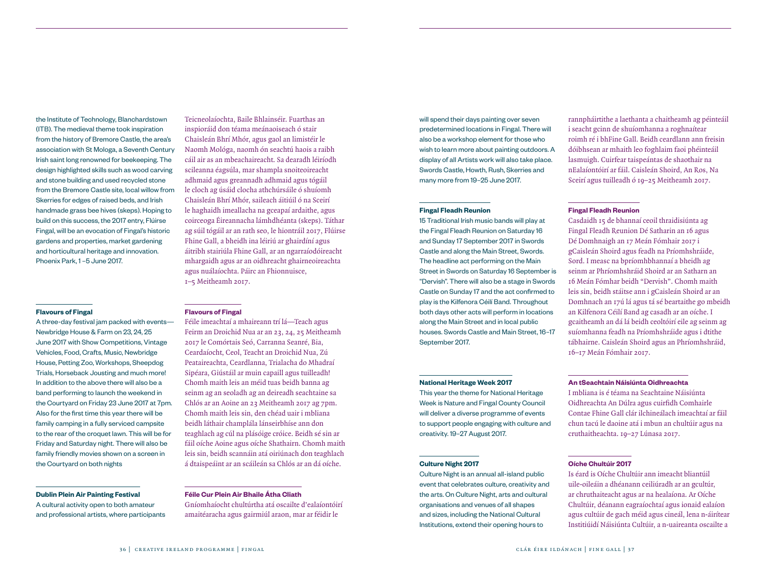the Institute of Technology, Blanchardstown (ITB). The medieval theme took inspiration from the history of Bremore Castle, the area's association with St Mologa, a Seventh Century Irish saint long renowned for beekeeping. The design highlighted skills such as wood carving and stone building and used recycled stone from the Bremore Castle site, local willow from Skerries for edges of raised beds, and Irish handmade grass bee hives (skeps). Hoping to build on this success, the 2017 entry, Flúirse Fingal, will be an evocation of Fingal's historic gardens and properties, market gardening and horticultural heritage and innovation. Phoenix Park, 1 –5 June 2017.

Teicneolaíochta, Baile Bhlainséir. Fuarthas an inspioráid don téama meánaoiseach ó stair Chaisleán Bhrí Mhór, agus gaol an limistéir le Naomh Mológa, naomh ón seachtú haois a raibh cáil air as an mbeachaireacht. Sa dearadh léiríodh scileanna éagsúla, mar shampla snoiteoireacht adhmaid agus greannadh adhmaid agus tógáil le cloch ag úsáid clocha athchúrsáile ó shuíomh Chaisleán Bhrí Mhór, saileach áitiúil ó na Sceirí le haghaidh imeallacha na gceapaí ardaithe, agus coirceoga Éireannacha lámhdhéanta (skeps). Táthar ag súil tógáil ar an rath seo, le hiontráil 2017, Flúirse Fhine Gall, a bheidh ina léiriú ar ghairdíní agus áitribh stairiúla Fhine Gall, ar an ngarraíodóireacht mhargaidh agus ar an oidhreacht ghairneoireachta agus nuálaíochta. Páirc an Fhionnuisce, 1–5 Meitheamh 2017.

**Flavours of Fingal**

A three-day festival jam packed with events—Newbridge House & Farm on 23, 24, 25 June 2017 with Show Competitions, Vintage Vehicles, Food, Crafts, Music, Newbridge House, Petting Zoo, Workshops, Sheepdog Trials, Horseback Jousting and much more! In addition to the above there will also be a band performing to launch the weekend in the Courtyard on Friday 23 June 2017 at 7pm. Also for the first time this year there will be family camping in a fully serviced campsite to the rear of the croquet lawn. This will be for Friday and Saturday night. There will also be family friendly movies shown on a screen in the Courtyard on both nights

**Flavours of Fingal**

Féile imeachtaí a mhaireann trí lá—Teach agus Feirm an Droichid Nua ar an 23, 24, 25 Meitheamh 2017 le Comórtais Seó, Carranna Seanré, Bia, Ceardaíocht, Ceol, Teacht an Droichid Nua, Zú Peataireachta, Ceardlanna, Trialacha do Mhadraí Sipéara, Giústáil ar muin capaill agus tuilleadh! Chomh maith leis an méid tuas beidh banna ag seinm ag an seoladh ag an deireadh seachtaine sa Chlós ar an Aoine an 23 Meitheamh 2017 ag 7pm. Chomh maith leis sin, den chéad uair i mbliana beidh láthair champlála lánseirbhíse ann don teaghlach ag cúl na plásóige cróice. Beidh sé sin ar fáil oíche Aoine agus oíche Shathairn. Chomh maith leis sin, beidh scannáin atá oiriúnach don teaghlach á dtaispeáint ar an scáileán sa Chlós ar an dá oíche.

**Dublin Plein Air Painting Festival**

A cultural activity open to both amateur and professional artists, where participants will spend their days painting over seven predetermined locations in Fingal. There will also be a workshop element for those who wish to learn more about painting outdoors. A display of all Artists work will also take place. Swords Castle, Howth, Rush, Skerries and many more from 19–25 June 2017.

**Féile Cur Plein Air Bhaile Átha Cliath**

Gníomhaíocht chultúrtha atá oscailte d'ealaíontóirí amaitéaracha agus gairmiúl araon, mar ar féidir le rannpháirtithe a laethanta a chaitheamh ag péinteáil i seacht gcinn de shuíomhanna a roghnaítear roimh ré i bhFine Gall. Beidh ceardlann ann freisin dóibhsean ar mhaith leo foghlaim faoi phéinteáil lasmuigh. Cuirfear taispeántas de shaothair na nEalaíontóirí ar fáil. Caisleán Shoird, An Ros, Na Sceirí agus tuilleadh ó 19–25 Meitheamh 2017.

**Fingal Fleadh Reunion**

15 Traditional Irish music bands will play at the Fingal Fleadh Reunion on Saturday 16 and Sunday 17 September 2017 in Swords Castle and along the Main Street, Swords. The headline act performing on the Main Street in Swords on Saturday 16 September is "Dervish". There will also be a stage in Swords Castle on Sunday 17 and the act confirmed to play is the Kilfenora Céilí Band. Throughout both days other acts will perform in locations along the Main Street and in local public houses. Swords Castle and Main Street, 16–17 September 2017.

**Fingal Fleadh Reunion**

Casdaidh 15 de bhannaí ceoil thraidisiúnta ag Fingal Fleadh Reunion Dé Satharin an 16 agus Dé Domhnaigh an 17 Meán Fómhair 2017 i gCaisleán Shoird agus feadh na Príomhshráide, Sord. I measc na bpríomhbhannaí a bheidh ag seinm ar Phríomhshráid Shoird ar an Satharn an 16 Meán Fómhar beidh "Dervish". Chomh maith leis sin, beidh stáitse ann i gCaisleán Shoird ar an Domhnach an 17ú lá agus tá sé beartaithe go mbeidh an Kilfenora Céilí Band ag casadh ar an oíche. I gcaitheamh an dá lá beidh ceoltóirí eile ag seinm ag suíomhanna feadh na Príomhshráide agus i dtithe tábhairne. Caisleán Shoird agus an Phríomhshráid, 16–17 Meán Fómhair 2017.

**National Heritage Week 2017**

This year the theme for National Heritage Week is Nature and Fingal County Council will deliver a diverse programme of events to support people engaging with culture and creativity. 19–27 August 2017.

**An tSeachtain Náisiúnta Oidhreachta**

I mbliana is é téama na Seachtaine Náisiúnta Oidhreachta An Dúlra agus cuirfidh Comhairle Contae Fhine Gall clár ilchineálach imeachtaí ar fáil chun tacú le daoine atá i mbun an chultúir agus na cruthaitheachta. 19–27 Lúnasa 2017.

**Culture Night 2017**

Culture Night is an annual all-island public event that celebrates culture, creativity and the arts. On Culture Night, arts and cultural organisations and venues of all shapes and sizes, including the National Cultural Institutions, extend their opening hours to

**Oíche Chultúir 2017**

Is éard is Oíche Chultúir ann imeacht bliantúil uile-oileáin a dhéanann ceiliúradh ar an gcultúr, ar chruthaitheacht agus ar na healaíona. Ar Oíche Chultúir, déanann eagraíochtaí agus ionaid ealaíon agus cultúir de gach méid agus cineál, lena n-áirítear Institiúidí Náisiúnta Cultúir, a n-uaireanta oscailte a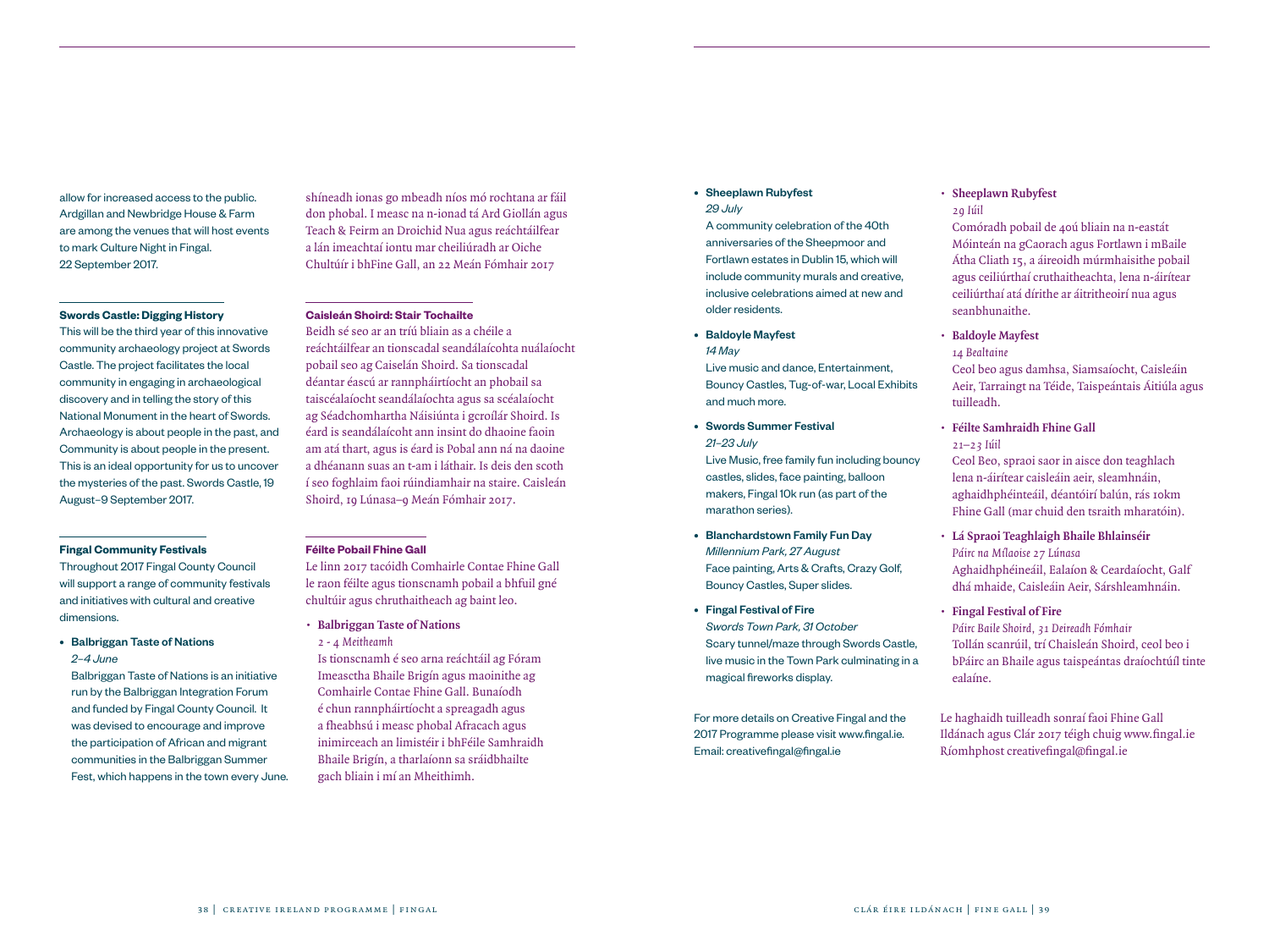allow for increased access to the public. Ardgillan and Newbridge House & Farm are among the venues that will host events to mark Culture Night in Fingal. 22 September 2017.

shíneadh ionas go mbeadh níos mó rochtana ar fáil don phobal. I measc na n-ionad tá Ard Giollán agus Teach & Feirm an Droichid Nua agus reáchtáilfear a lán imeachtaí iontu mar cheiliúradh ar Oiche Chultúir i bhFine Gall, an 22 Meán Fómhair 2017

### Swords Castle: Digging History

This will be the third year of this innovative community archaeology project at Swords Castle. The project facilitates the local community in engaging in archaeological discovery and in telling the story of this National Monument in the heart of Swords. Archaeology is about people in the past, and Community is about people in the present. This is an ideal opportunity for us to uncover the mysteries of the past. Swords Castle, 19 August–9 September 2017.

### Caisleán Shoird: Stair Tochailte

Beidh sé seo ar an tríú bliain as a chéile a reáchtáilfear an tionscadal seandálaíochta nuálaíocht pobail seo ag Caiselán Shoird. Sa tionscadal déantar éascú ar rannpháirtíocht an phobail sa taiscéalaíocht seandálaíochta agus sa scéalaíocht ag Séadchomhartha Náisiúnta i gcroílár Shoird. Is éard is seandálaícoht ann insint do dhaoine faoin am atá thart, agus is éard is Pobal ann ná na daoine a dhéanann suas an t-am i láthair. Is deis den scoth í seo foghlaim faoi rúindiamhair na staire. Caisleán Shoird, 19 Lúnasa–9 Meán Fómhair 2017.

### Fingal Community Festivals

Throughout 2017 Fingal County Council will support a range of community festivals and initiatives with cultural and creative dimensions.

- **Balbriggan Taste of Nations**
  *2–4 June*
  Balbriggan Taste of Nations is an initiative run by the Balbriggan Integration Forum and funded by Fingal County Council. It was devised to encourage and improve the participation of African and migrant communities in the Balbriggan Summer Fest, which happens in the town every June.
- **Sheeplawn Rubyfest**
  *29 July*
  A community celebration of the 40th anniversaries of the Sheepmoor and Fortlawn estates in Dublin 15, which will include community murals and creative, inclusive celebrations aimed at new and older residents.
- **Baldoyle Mayfest**
  *14 May*
  Live music and dance, Entertainment, Bouncy Castles, Tug-of-war, Local Exhibits and much more.
- **Swords Summer Festival**
  *21–23 July*
  Live Music, free family fun including bouncy castles, slides, face painting, balloon makers, Fingal 10k run (as part of the marathon series).
- **Blanchardstown Family Fun Day**
  *Millennium Park, 27 August*
  Face painting, Arts & Crafts, Crazy Golf, Bouncy Castles, Super slides.
- **Fingal Festival of Fire**
  *Swords Town Park, 31 October*
  Scary tunnel/maze through Swords Castle, live music in the Town Park culminating in a magical fireworks display.

For more details on Creative Fingal and the 2017 Programme please visit www.fingal.ie. Email: creativefingal@fingal.ie

### Féilte Pobail Fhine Gall

Le linn 2017 tacóidh Comhairle Contae Fhine Gall le raon féilte agus tionscnamh pobail a bhfuil gné chultúir agus chruthaitheach ag baint leo.

- **Balbriggan Taste of Nations**
  *2 - 4 Meitheamh*
  Is tionscnamh é seo arna reáchtáil ag Fóram Imeasctha Bhaile Brigín agus maoinithe ag Comhairle Contae Fhine Gall. Bunaíodh é chun rannpháirtíocht a spreagadh agus a fheabhsú i measc phobal Afracach agus inimirceach an limistéir i bhFéile Samhraidh Bhaile Brigín, a tharlaíonn sa sráidbhailte gach bliain i mí an Mheithimh.
- **Sheeplawn Rubyfest**
  *29 Iúil*
  Comóradh pobail de 40ú bliain na n-eastát Móinteán na gCaorach agus Fortlawn i mBaile Átha Cliath 15, a áireoidh múrmhaisithe pobail agus ceiliúrthaí cruthaitheachta, lena n-áirítear ceiliúrthaí atá dírithe ar áitritheoirí nua agus seanbhunaithe.
- **Baldoyle Mayfest**
  *14 Bealtaine*
  Ceol beo agus damhsa, Siamsaíocht, Caisleáin Aeir, Tarraingt na Téide, Taispeántais Áitiúla agus tuilleadh.
- **Féilte Samhraidh Fhine Gall**
  *21–23 Iúil*
  Ceol Beo, spraoi saor in aisce don teaghlach lena n-áirítear caisleáin aeir, sleamhnáin, aghaidhphéinteáil, déantóirí balún, rás 10km Fhine Gall (mar chuid den tsraith mharatóin).
- **Lá Spraoi Teaghlaigh Bhaile Bhlainséir**
  *Páirc na Mílaoise 27 Lúnasa*
  Aghaidhphéineáil, Ealaíon & Ceardaíocht, Galf dhá mhaide, Caisleáin Aeir, Sárshleamhnáin.
- **Fingal Festival of Fire**
  *Páirc Baile Shoird, 31 Deireadh Fómhair*
  Tollán scanrúil, trí Chaisleán Shoird, ceol beo i bPáirc an Bhaile agus taispeántas draíochtúíl tinte ealaíne.

Le haghaidh tuilleadh sonraí faoi Fhine Gall Ildánach agus Clár 2017 téigh chuig www.fingal.ie Ríomhphost creativefingal@fingal.ie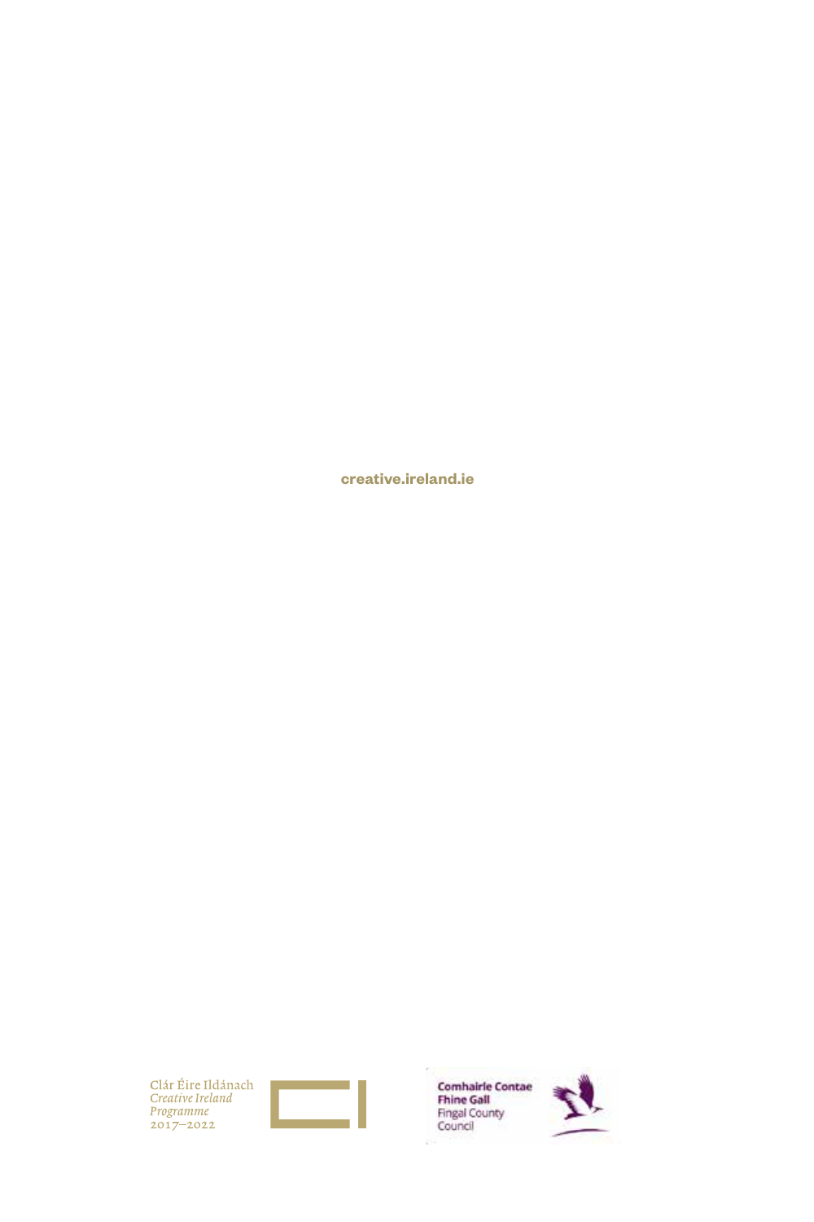**creative.ireland.ie**

Clár Éire Ildánach
*Creative Ireland*
*Programme*
2017–2022

**Comhairle Contae**
**Fhine Gall**
Fingal County
Council